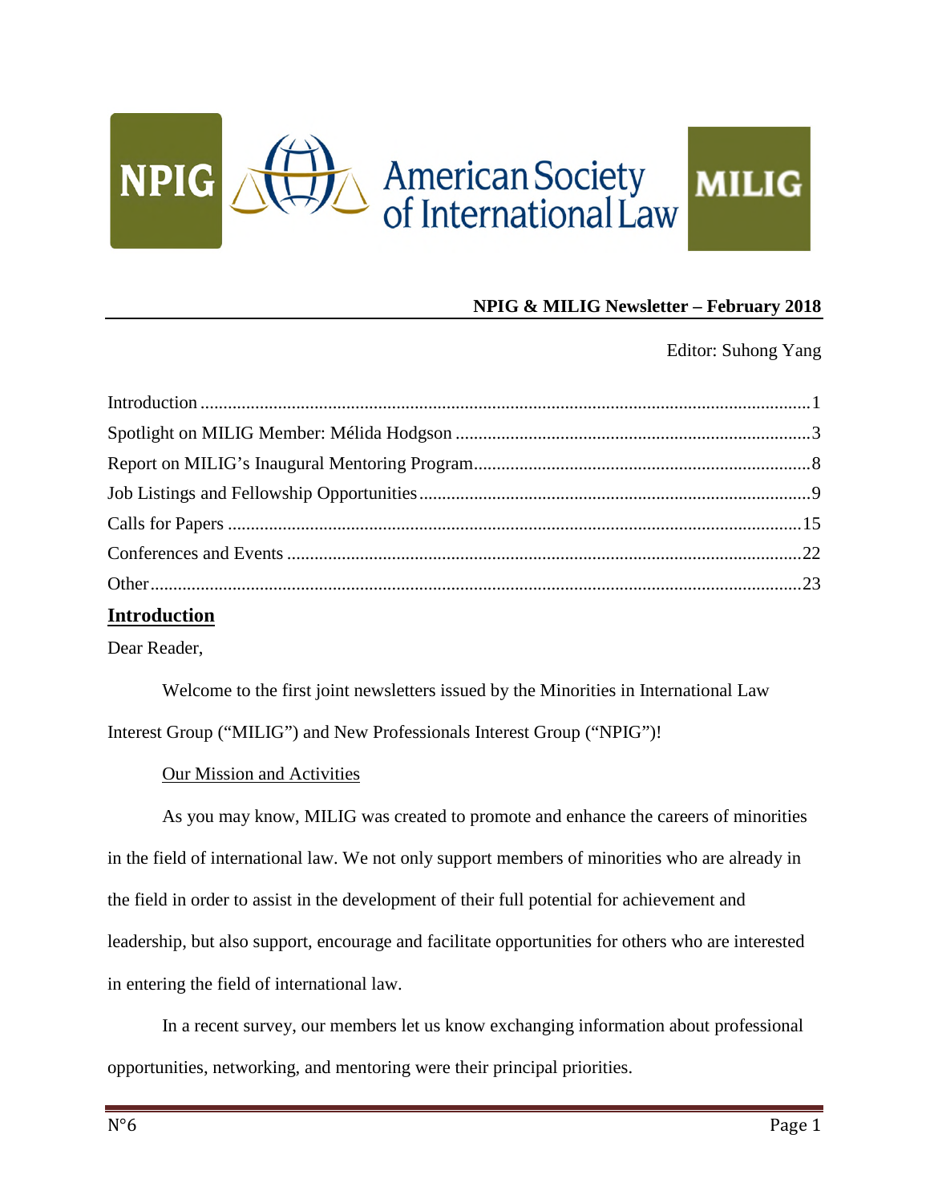NPIG | American Society of International Law | MILIG

**NPIG & MILIG Newsletter – February 2018**

Editor: Suhong Yang

- Introduction ....................................................................... 1
- Spotlight on MILIG Member: Mélida Hodgson ....................................... 3
- Report on MILIG's Inaugural Mentoring Program ..................................... 8
- Job Listings and Fellowship Opportunities ............................................ 9
- Calls for Papers ..................................................................... 15
- Conferences and Events ............................................................. 22
- Other ................................................................................ 23

## Introduction

Dear Reader,

Welcome to the first joint newsletters issued by the Minorities in International Law Interest Group ("MILIG") and New Professionals Interest Group ("NPIG")!

### Our Mission and Activities

As you may know, MILIG was created to promote and enhance the careers of minorities in the field of international law. We not only support members of minorities who are already in the field in order to assist in the development of their full potential for achievement and leadership, but also support, encourage and facilitate opportunities for others who are interested in entering the field of international law.

In a recent survey, our members let us know exchanging information about professional opportunities, networking, and mentoring were their principal priorities.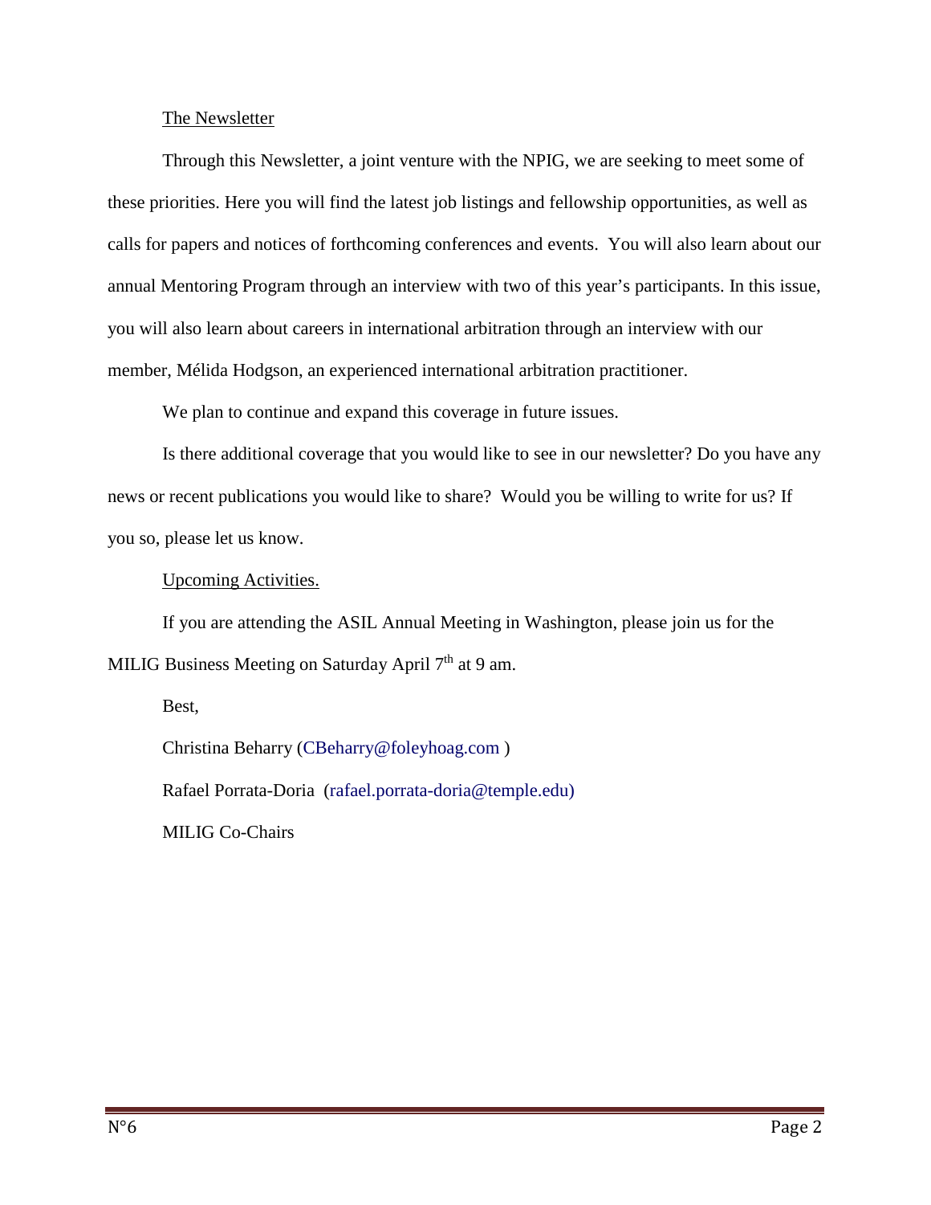<u>The Newsletter</u>

Through this Newsletter, a joint venture with the NPIG, we are seeking to meet some of these priorities. Here you will find the latest job listings and fellowship opportunities, as well as calls for papers and notices of forthcoming conferences and events. You will also learn about our annual Mentoring Program through an interview with two of this year's participants. In this issue, you will also learn about careers in international arbitration through an interview with our member, Mélida Hodgson, an experienced international arbitration practitioner.

We plan to continue and expand this coverage in future issues.

Is there additional coverage that you would like to see in our newsletter? Do you have any news or recent publications you would like to share? Would you be willing to write for us? If you so, please let us know.

<u>Upcoming Activities.</u>

If you are attending the ASIL Annual Meeting in Washington, please join us for the MILIG Business Meeting on Saturday April 7th at 9 am.

Best,

Christina Beharry (CBeharry@foleyhoag.com )

Rafael Porrata-Doria (rafael.porrata-doria@temple.edu)

MILIG Co-Chairs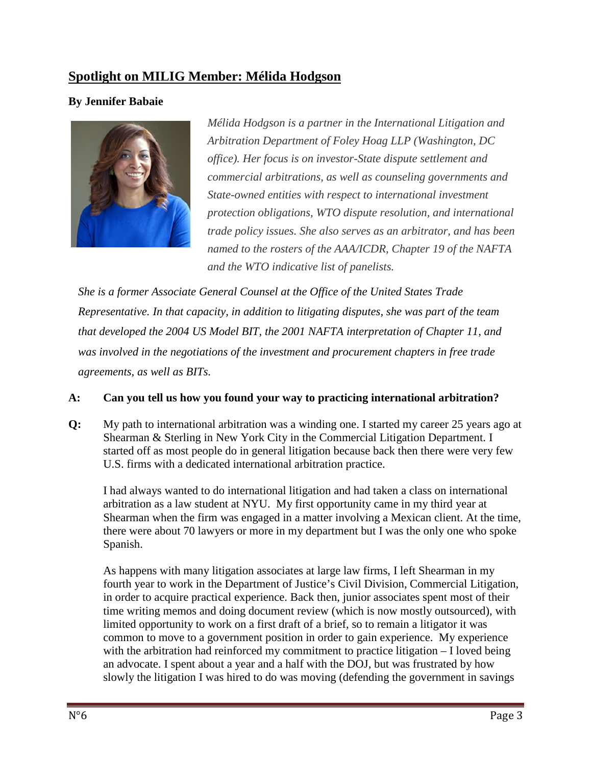## Spotlight on MILIG Member: Mélida Hodgson

**By Jennifer Babaie**

*Mélida Hodgson is a partner in the International Litigation and Arbitration Department of Foley Hoag LLP (Washington, DC office). Her focus is on investor-State dispute settlement and commercial arbitrations, as well as counseling governments and State-owned entities with respect to international investment protection obligations, WTO dispute resolution, and international trade policy issues. She also serves as an arbitrator, and has been named to the rosters of the AAA/ICDR, Chapter 19 of the NAFTA and the WTO indicative list of panelists.*

*She is a former Associate General Counsel at the Office of the United States Trade Representative. In that capacity, in addition to litigating disputes, she was part of the team that developed the 2004 US Model BIT, the 2001 NAFTA interpretation of Chapter 11, and was involved in the negotiations of the investment and procurement chapters in free trade agreements, as well as BITs.*

**A: Can you tell us how you found your way to practicing international arbitration?**

**Q:** My path to international arbitration was a winding one. I started my career 25 years ago at Shearman & Sterling in New York City in the Commercial Litigation Department. I started off as most people do in general litigation because back then there were very few U.S. firms with a dedicated international arbitration practice.

I had always wanted to do international litigation and had taken a class on international arbitration as a law student at NYU. My first opportunity came in my third year at Shearman when the firm was engaged in a matter involving a Mexican client. At the time, there were about 70 lawyers or more in my department but I was the only one who spoke Spanish.

As happens with many litigation associates at large law firms, I left Shearman in my fourth year to work in the Department of Justice's Civil Division, Commercial Litigation, in order to acquire practical experience. Back then, junior associates spent most of their time writing memos and doing document review (which is now mostly outsourced), with limited opportunity to work on a first draft of a brief, so to remain a litigator it was common to move to a government position in order to gain experience. My experience with the arbitration had reinforced my commitment to practice litigation – I loved being an advocate. I spent about a year and a half with the DOJ, but was frustrated by how slowly the litigation I was hired to do was moving (defending the government in savings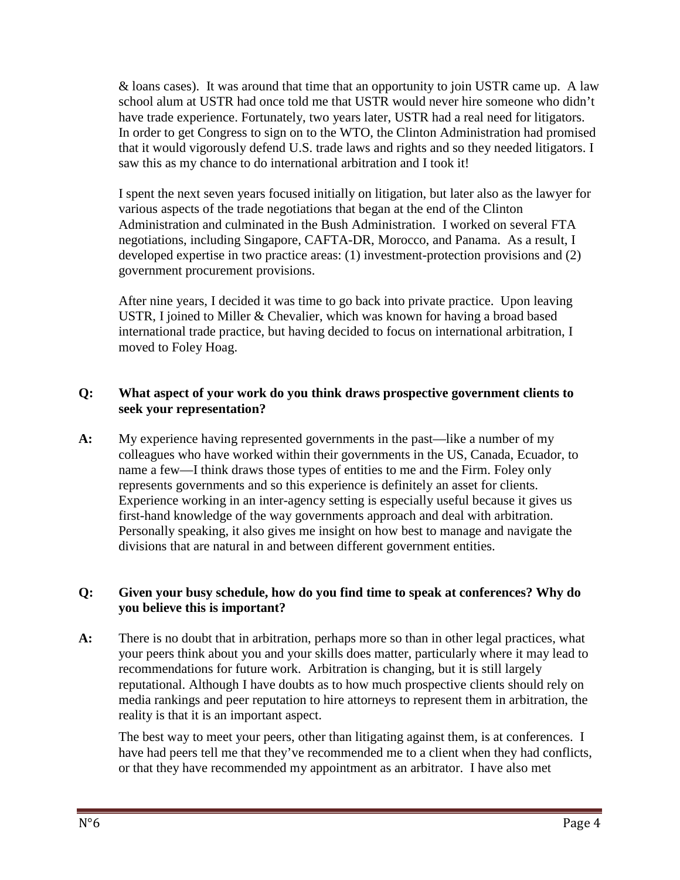& loans cases). It was around that time that an opportunity to join USTR came up. A law school alum at USTR had once told me that USTR would never hire someone who didn't have trade experience. Fortunately, two years later, USTR had a real need for litigators. In order to get Congress to sign on to the WTO, the Clinton Administration had promised that it would vigorously defend U.S. trade laws and rights and so they needed litigators. I saw this as my chance to do international arbitration and I took it!

I spent the next seven years focused initially on litigation, but later also as the lawyer for various aspects of the trade negotiations that began at the end of the Clinton Administration and culminated in the Bush Administration. I worked on several FTA negotiations, including Singapore, CAFTA-DR, Morocco, and Panama. As a result, I developed expertise in two practice areas: (1) investment-protection provisions and (2) government procurement provisions.

After nine years, I decided it was time to go back into private practice. Upon leaving USTR, I joined to Miller & Chevalier, which was known for having a broad based international trade practice, but having decided to focus on international arbitration, I moved to Foley Hoag.

**Q: What aspect of your work do you think draws prospective government clients to seek your representation?**

**A:** My experience having represented governments in the past—like a number of my colleagues who have worked within their governments in the US, Canada, Ecuador, to name a few—I think draws those types of entities to me and the Firm. Foley only represents governments and so this experience is definitely an asset for clients. Experience working in an inter-agency setting is especially useful because it gives us first-hand knowledge of the way governments approach and deal with arbitration. Personally speaking, it also gives me insight on how best to manage and navigate the divisions that are natural in and between different government entities.

**Q: Given your busy schedule, how do you find time to speak at conferences? Why do you believe this is important?**

**A:** There is no doubt that in arbitration, perhaps more so than in other legal practices, what your peers think about you and your skills does matter, particularly where it may lead to recommendations for future work. Arbitration is changing, but it is still largely reputational. Although I have doubts as to how much prospective clients should rely on media rankings and peer reputation to hire attorneys to represent them in arbitration, the reality is that it is an important aspect.

The best way to meet your peers, other than litigating against them, is at conferences. I have had peers tell me that they've recommended me to a client when they had conflicts, or that they have recommended my appointment as an arbitrator. I have also met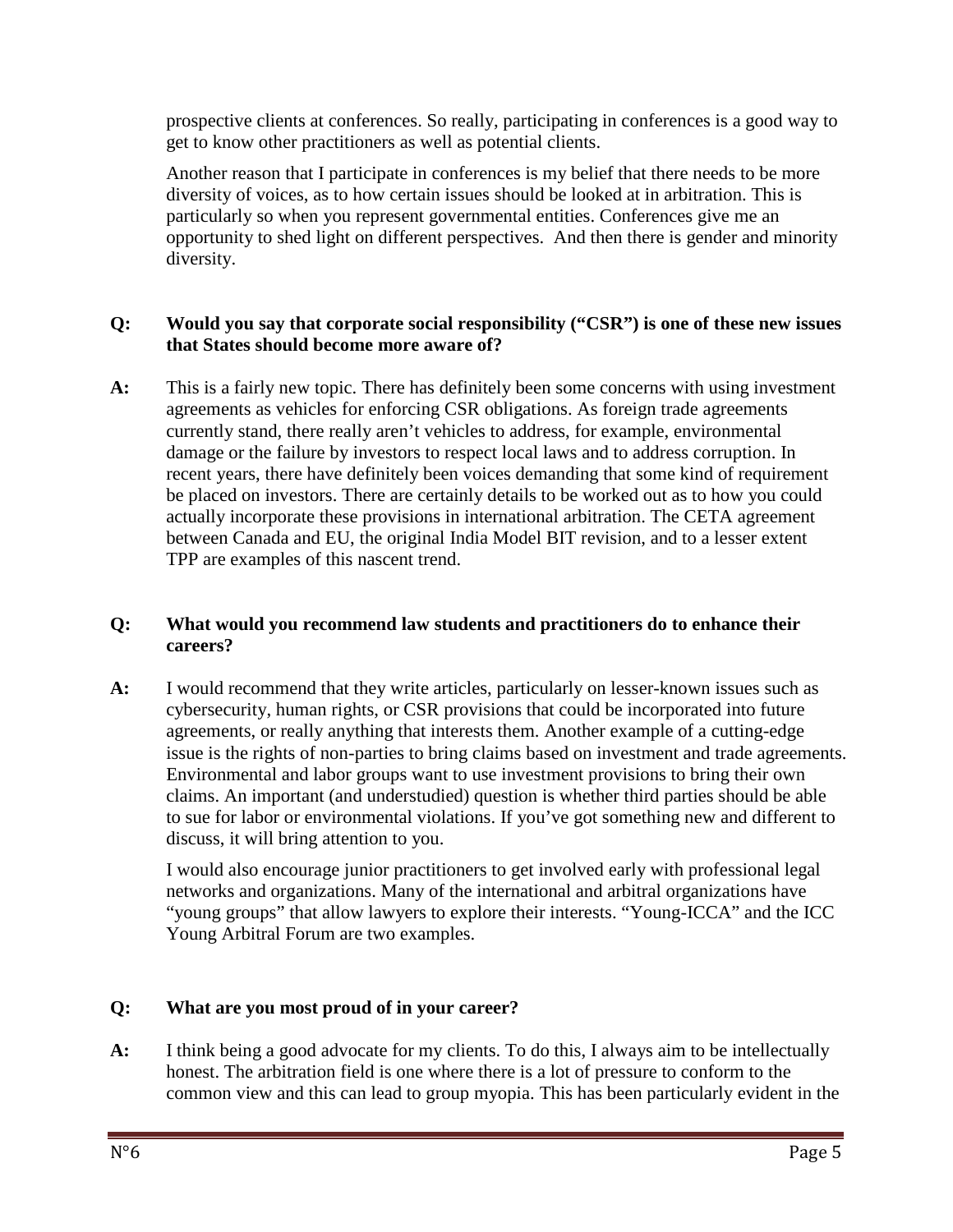prospective clients at conferences. So really, participating in conferences is a good way to get to know other practitioners as well as potential clients.

Another reason that I participate in conferences is my belief that there needs to be more diversity of voices, as to how certain issues should be looked at in arbitration. This is particularly so when you represent governmental entities. Conferences give me an opportunity to shed light on different perspectives. And then there is gender and minority diversity.

**Q: Would you say that corporate social responsibility ("CSR") is one of these new issues that States should become more aware of?**

**A:** This is a fairly new topic. There has definitely been some concerns with using investment agreements as vehicles for enforcing CSR obligations. As foreign trade agreements currently stand, there really aren't vehicles to address, for example, environmental damage or the failure by investors to respect local laws and to address corruption. In recent years, there have definitely been voices demanding that some kind of requirement be placed on investors. There are certainly details to be worked out as to how you could actually incorporate these provisions in international arbitration. The CETA agreement between Canada and EU, the original India Model BIT revision, and to a lesser extent TPP are examples of this nascent trend.

**Q: What would you recommend law students and practitioners do to enhance their careers?**

**A:** I would recommend that they write articles, particularly on lesser-known issues such as cybersecurity, human rights, or CSR provisions that could be incorporated into future agreements, or really anything that interests them. Another example of a cutting-edge issue is the rights of non-parties to bring claims based on investment and trade agreements. Environmental and labor groups want to use investment provisions to bring their own claims. An important (and understudied) question is whether third parties should be able to sue for labor or environmental violations. If you've got something new and different to discuss, it will bring attention to you.

I would also encourage junior practitioners to get involved early with professional legal networks and organizations. Many of the international and arbitral organizations have "young groups" that allow lawyers to explore their interests. "Young-ICCA" and the ICC Young Arbitral Forum are two examples.

**Q: What are you most proud of in your career?**

**A:** I think being a good advocate for my clients. To do this, I always aim to be intellectually honest. The arbitration field is one where there is a lot of pressure to conform to the common view and this can lead to group myopia. This has been particularly evident in the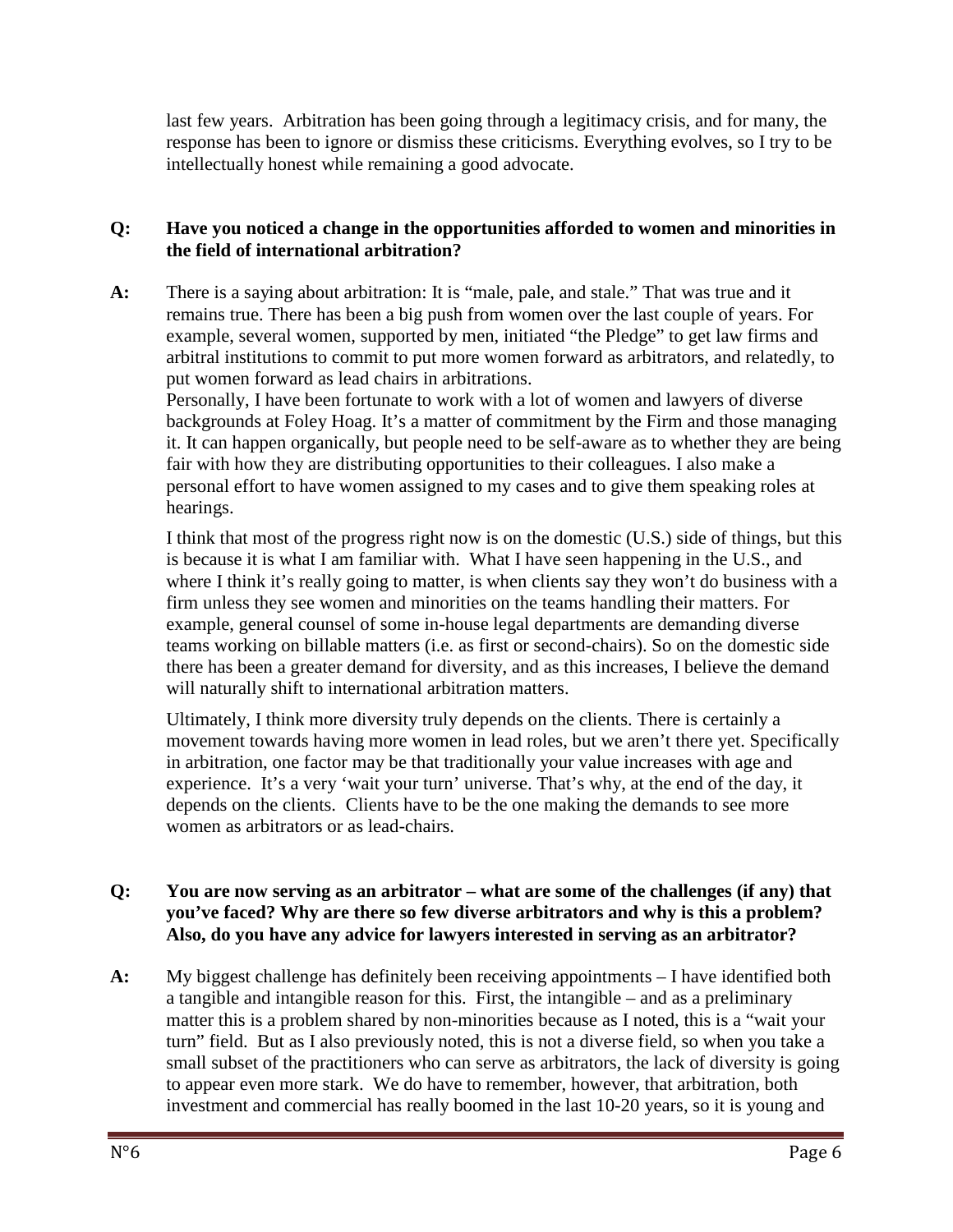last few years. Arbitration has been going through a legitimacy crisis, and for many, the response has been to ignore or dismiss these criticisms. Everything evolves, so I try to be intellectually honest while remaining a good advocate.

**Q: Have you noticed a change in the opportunities afforded to women and minorities in the field of international arbitration?**

**A:** There is a saying about arbitration: It is "male, pale, and stale." That was true and it remains true. There has been a big push from women over the last couple of years. For example, several women, supported by men, initiated "the Pledge" to get law firms and arbitral institutions to commit to put more women forward as arbitrators, and relatedly, to put women forward as lead chairs in arbitrations.
Personally, I have been fortunate to work with a lot of women and lawyers of diverse backgrounds at Foley Hoag. It's a matter of commitment by the Firm and those managing it. It can happen organically, but people need to be self-aware as to whether they are being fair with how they are distributing opportunities to their colleagues. I also make a personal effort to have women assigned to my cases and to give them speaking roles at hearings.

I think that most of the progress right now is on the domestic (U.S.) side of things, but this is because it is what I am familiar with. What I have seen happening in the U.S., and where I think it's really going to matter, is when clients say they won't do business with a firm unless they see women and minorities on the teams handling their matters. For example, general counsel of some in-house legal departments are demanding diverse teams working on billable matters (i.e. as first or second-chairs). So on the domestic side there has been a greater demand for diversity, and as this increases, I believe the demand will naturally shift to international arbitration matters.

Ultimately, I think more diversity truly depends on the clients. There is certainly a movement towards having more women in lead roles, but we aren't there yet. Specifically in arbitration, one factor may be that traditionally your value increases with age and experience. It's a very 'wait your turn' universe. That's why, at the end of the day, it depends on the clients. Clients have to be the one making the demands to see more women as arbitrators or as lead-chairs.

**Q: You are now serving as an arbitrator – what are some of the challenges (if any) that you've faced? Why are there so few diverse arbitrators and why is this a problem? Also, do you have any advice for lawyers interested in serving as an arbitrator?**

**A:** My biggest challenge has definitely been receiving appointments – I have identified both a tangible and intangible reason for this. First, the intangible – and as a preliminary matter this is a problem shared by non-minorities because as I noted, this is a "wait your turn" field. But as I also previously noted, this is not a diverse field, so when you take a small subset of the practitioners who can serve as arbitrators, the lack of diversity is going to appear even more stark. We do have to remember, however, that arbitration, both investment and commercial has really boomed in the last 10-20 years, so it is young and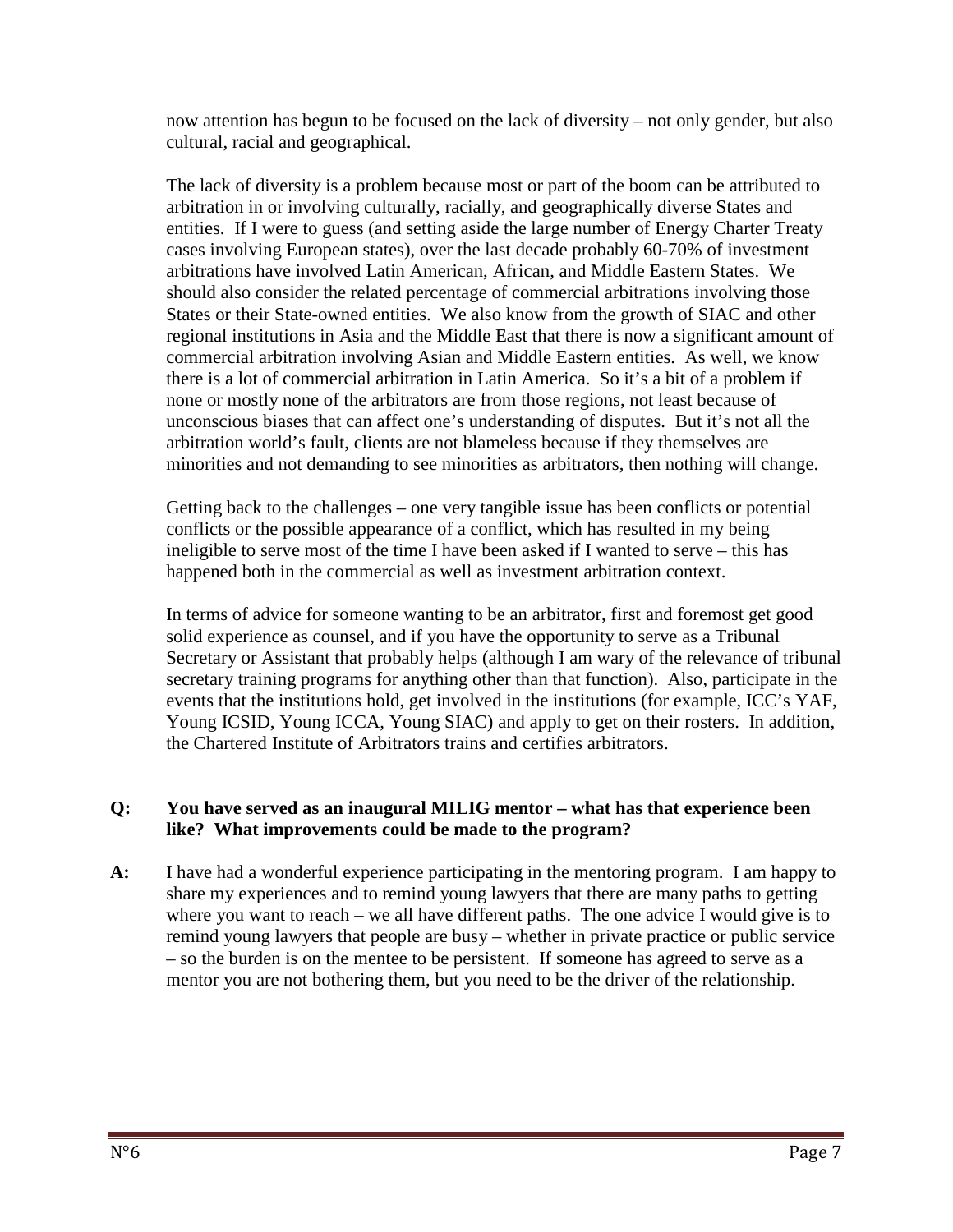now attention has begun to be focused on the lack of diversity – not only gender, but also cultural, racial and geographical.

The lack of diversity is a problem because most or part of the boom can be attributed to arbitration in or involving culturally, racially, and geographically diverse States and entities. If I were to guess (and setting aside the large number of Energy Charter Treaty cases involving European states), over the last decade probably 60-70% of investment arbitrations have involved Latin American, African, and Middle Eastern States. We should also consider the related percentage of commercial arbitrations involving those States or their State-owned entities. We also know from the growth of SIAC and other regional institutions in Asia and the Middle East that there is now a significant amount of commercial arbitration involving Asian and Middle Eastern entities. As well, we know there is a lot of commercial arbitration in Latin America. So it's a bit of a problem if none or mostly none of the arbitrators are from those regions, not least because of unconscious biases that can affect one's understanding of disputes. But it's not all the arbitration world's fault, clients are not blameless because if they themselves are minorities and not demanding to see minorities as arbitrators, then nothing will change.

Getting back to the challenges – one very tangible issue has been conflicts or potential conflicts or the possible appearance of a conflict, which has resulted in my being ineligible to serve most of the time I have been asked if I wanted to serve – this has happened both in the commercial as well as investment arbitration context.

In terms of advice for someone wanting to be an arbitrator, first and foremost get good solid experience as counsel, and if you have the opportunity to serve as a Tribunal Secretary or Assistant that probably helps (although I am wary of the relevance of tribunal secretary training programs for anything other than that function). Also, participate in the events that the institutions hold, get involved in the institutions (for example, ICC's YAF, Young ICSID, Young ICCA, Young SIAC) and apply to get on their rosters. In addition, the Chartered Institute of Arbitrators trains and certifies arbitrators.

**Q: You have served as an inaugural MILIG mentor – what has that experience been like? What improvements could be made to the program?**

**A:** I have had a wonderful experience participating in the mentoring program. I am happy to share my experiences and to remind young lawyers that there are many paths to getting where you want to reach – we all have different paths. The one advice I would give is to remind young lawyers that people are busy – whether in private practice or public service – so the burden is on the mentee to be persistent. If someone has agreed to serve as a mentor you are not bothering them, but you need to be the driver of the relationship.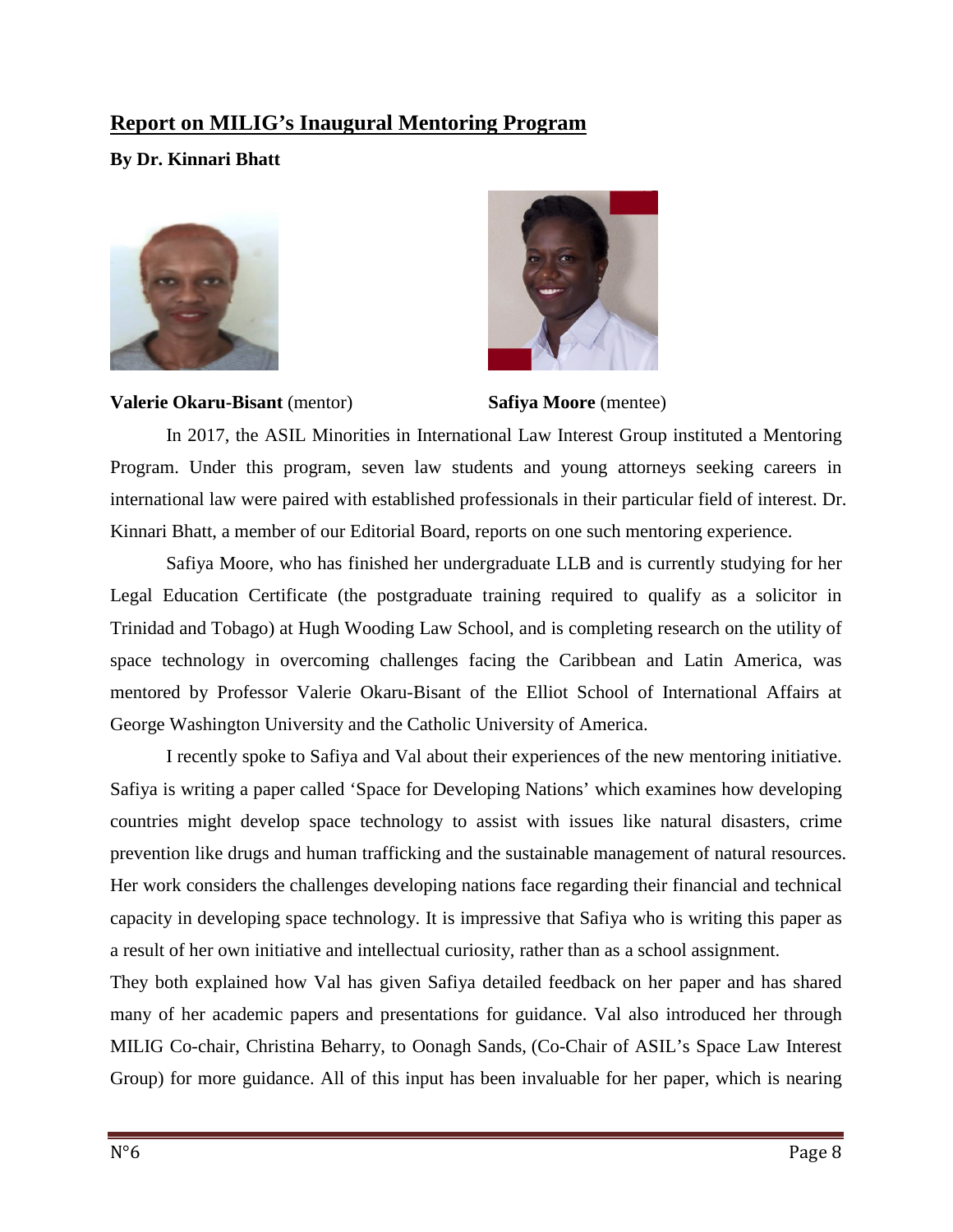## Report on MILIG's Inaugural Mentoring Program

**By Dr. Kinnari Bhatt**

**Valerie Okaru-Bisant** (mentor) **Safiya Moore** (mentee)

In 2017, the ASIL Minorities in International Law Interest Group instituted a Mentoring Program. Under this program, seven law students and young attorneys seeking careers in international law were paired with established professionals in their particular field of interest. Dr. Kinnari Bhatt, a member of our Editorial Board, reports on one such mentoring experience.

Safiya Moore, who has finished her undergraduate LLB and is currently studying for her Legal Education Certificate (the postgraduate training required to qualify as a solicitor in Trinidad and Tobago) at Hugh Wooding Law School, and is completing research on the utility of space technology in overcoming challenges facing the Caribbean and Latin America, was mentored by Professor Valerie Okaru-Bisant of the Elliot School of International Affairs at George Washington University and the Catholic University of America.

I recently spoke to Safiya and Val about their experiences of the new mentoring initiative. Safiya is writing a paper called 'Space for Developing Nations' which examines how developing countries might develop space technology to assist with issues like natural disasters, crime prevention like drugs and human trafficking and the sustainable management of natural resources. Her work considers the challenges developing nations face regarding their financial and technical capacity in developing space technology. It is impressive that Safiya who is writing this paper as a result of her own initiative and intellectual curiosity, rather than as a school assignment.

They both explained how Val has given Safiya detailed feedback on her paper and has shared many of her academic papers and presentations for guidance. Val also introduced her through MILIG Co-chair, Christina Beharry, to Oonagh Sands, (Co-Chair of ASIL's Space Law Interest Group) for more guidance. All of this input has been invaluable for her paper, which is nearing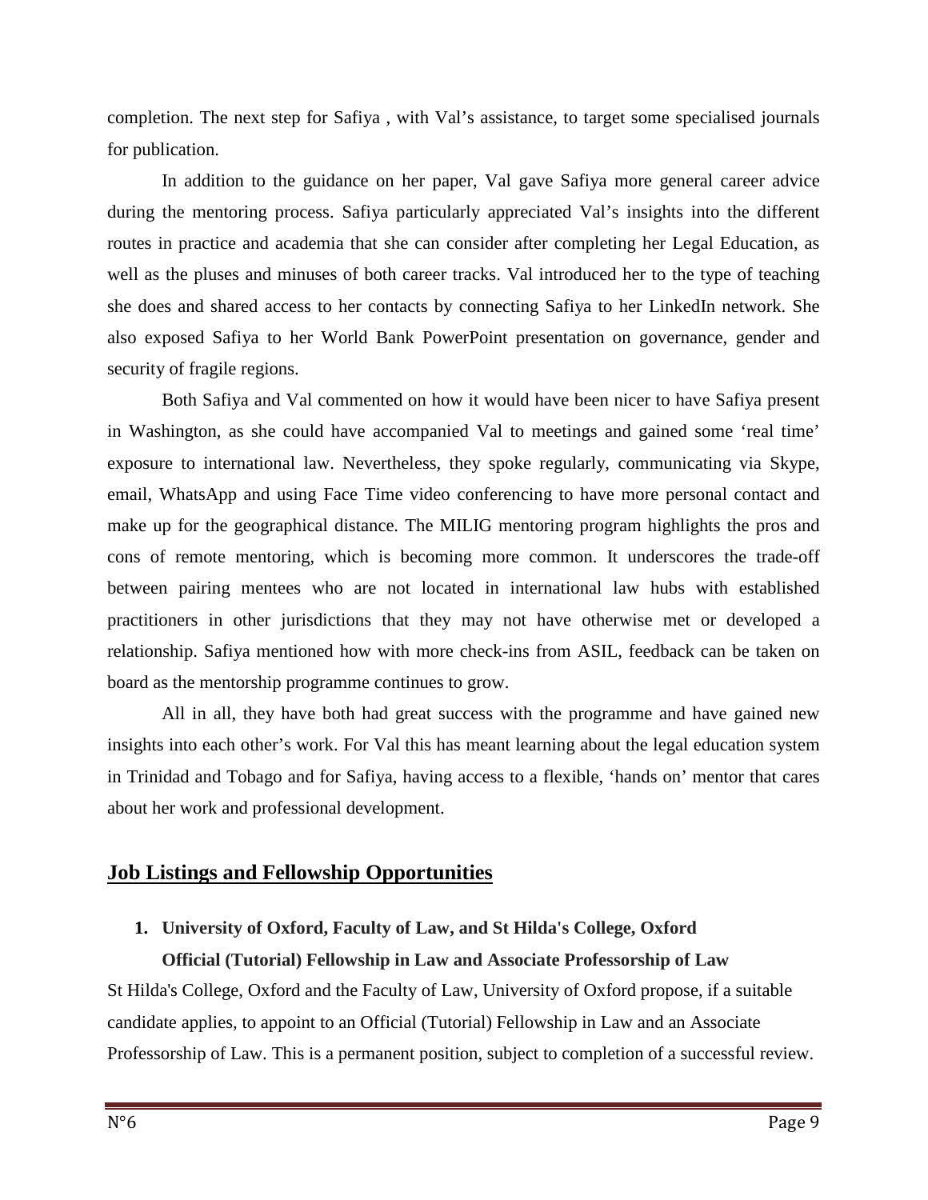completion. The next step for Safiya , with Val's assistance, to target some specialised journals for publication.

In addition to the guidance on her paper, Val gave Safiya more general career advice during the mentoring process. Safiya particularly appreciated Val's insights into the different routes in practice and academia that she can consider after completing her Legal Education, as well as the pluses and minuses of both career tracks. Val introduced her to the type of teaching she does and shared access to her contacts by connecting Safiya to her LinkedIn network. She also exposed Safiya to her World Bank PowerPoint presentation on governance, gender and security of fragile regions.

Both Safiya and Val commented on how it would have been nicer to have Safiya present in Washington, as she could have accompanied Val to meetings and gained some 'real time' exposure to international law. Nevertheless, they spoke regularly, communicating via Skype, email, WhatsApp and using Face Time video conferencing to have more personal contact and make up for the geographical distance. The MILIG mentoring program highlights the pros and cons of remote mentoring, which is becoming more common. It underscores the trade-off between pairing mentees who are not located in international law hubs with established practitioners in other jurisdictions that they may not have otherwise met or developed a relationship. Safiya mentioned how with more check-ins from ASIL, feedback can be taken on board as the mentorship programme continues to grow.

All in all, they have both had great success with the programme and have gained new insights into each other's work. For Val this has meant learning about the legal education system in Trinidad and Tobago and for Safiya, having access to a flexible, 'hands on' mentor that cares about her work and professional development.

## Job Listings and Fellowship Opportunities

1. **University of Oxford, Faculty of Law, and St Hilda's College, Oxford**
   **Official (Tutorial) Fellowship in Law and Associate Professorship of Law**

St Hilda's College, Oxford and the Faculty of Law, University of Oxford propose, if a suitable candidate applies, to appoint to an Official (Tutorial) Fellowship in Law and an Associate Professorship of Law. This is a permanent position, subject to completion of a successful review.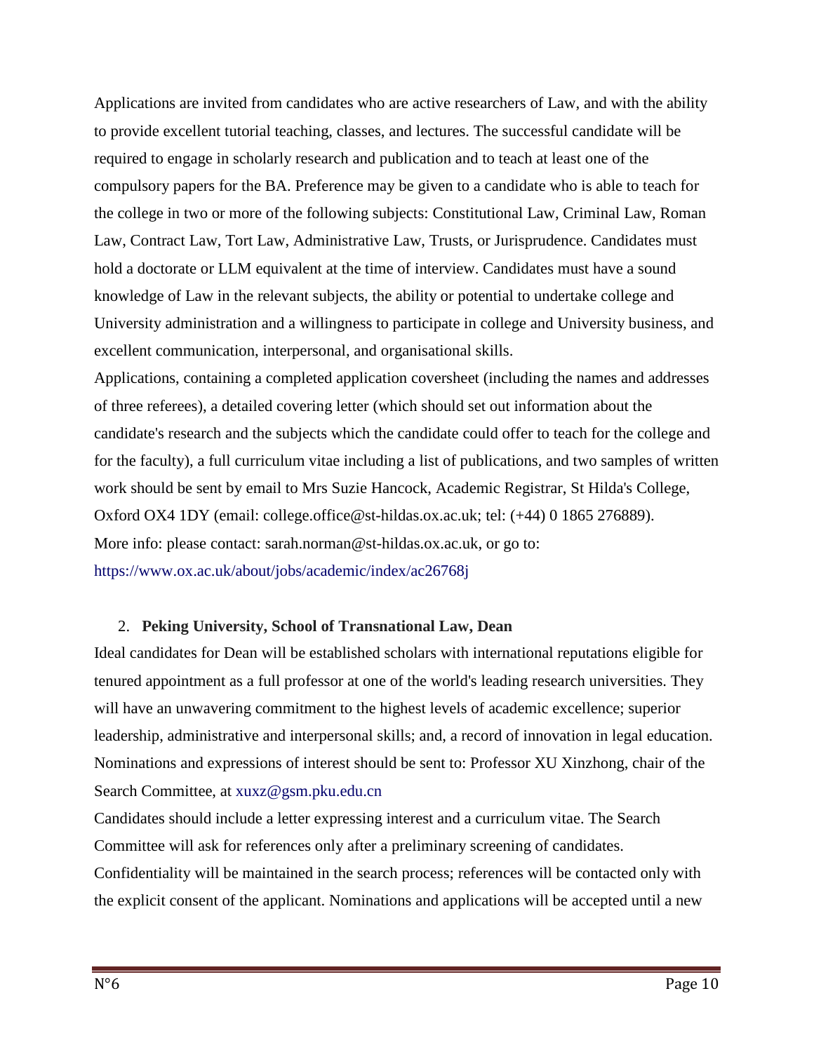Applications are invited from candidates who are active researchers of Law, and with the ability to provide excellent tutorial teaching, classes, and lectures. The successful candidate will be required to engage in scholarly research and publication and to teach at least one of the compulsory papers for the BA. Preference may be given to a candidate who is able to teach for the college in two or more of the following subjects: Constitutional Law, Criminal Law, Roman Law, Contract Law, Tort Law, Administrative Law, Trusts, or Jurisprudence. Candidates must hold a doctorate or LLM equivalent at the time of interview. Candidates must have a sound knowledge of Law in the relevant subjects, the ability or potential to undertake college and University administration and a willingness to participate in college and University business, and excellent communication, interpersonal, and organisational skills.

Applications, containing a completed application coversheet (including the names and addresses of three referees), a detailed covering letter (which should set out information about the candidate's research and the subjects which the candidate could offer to teach for the college and for the faculty), a full curriculum vitae including a list of publications, and two samples of written work should be sent by email to Mrs Suzie Hancock, Academic Registrar, St Hilda's College, Oxford OX4 1DY (email: college.office@st-hildas.ox.ac.uk; tel: (+44) 0 1865 276889).

More info: please contact: sarah.norman@st-hildas.ox.ac.uk, or go to: https://www.ox.ac.uk/about/jobs/academic/index/ac26768j

2. **Peking University, School of Transnational Law, Dean**

Ideal candidates for Dean will be established scholars with international reputations eligible for tenured appointment as a full professor at one of the world's leading research universities. They will have an unwavering commitment to the highest levels of academic excellence; superior leadership, administrative and interpersonal skills; and, a record of innovation in legal education. Nominations and expressions of interest should be sent to: Professor XU Xinzhong, chair of the Search Committee, at xuxz@gsm.pku.edu.cn

Candidates should include a letter expressing interest and a curriculum vitae. The Search Committee will ask for references only after a preliminary screening of candidates.

Confidentiality will be maintained in the search process; references will be contacted only with the explicit consent of the applicant. Nominations and applications will be accepted until a new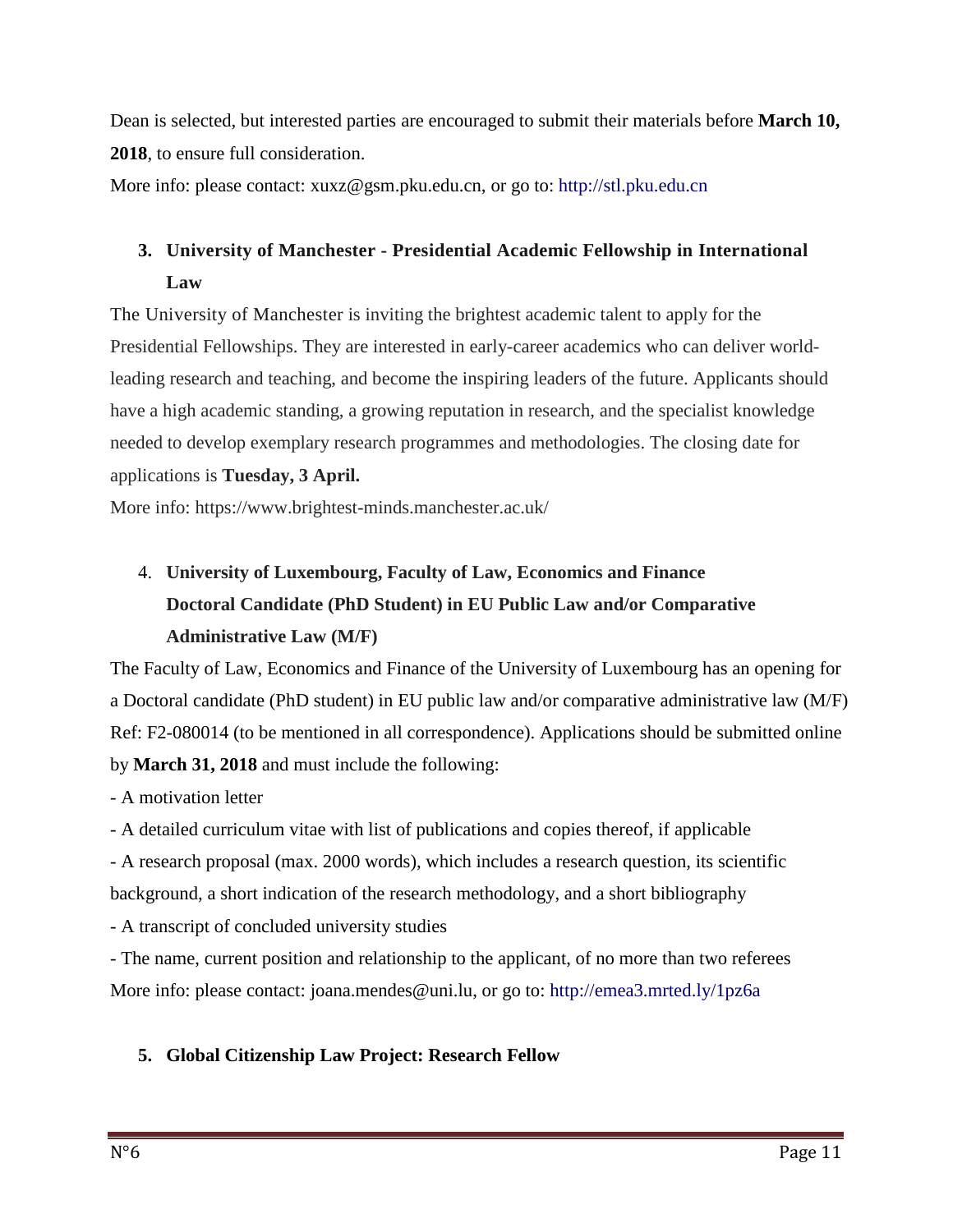Dean is selected, but interested parties are encouraged to submit their materials before **March 10, 2018**, to ensure full consideration.

More info: please contact: xuxz@gsm.pku.edu.cn, or go to: http://stl.pku.edu.cn

### 3. University of Manchester - Presidential Academic Fellowship in International Law

The University of Manchester is inviting the brightest academic talent to apply for the Presidential Fellowships. They are interested in early-career academics who can deliver world-leading research and teaching, and become the inspiring leaders of the future. Applicants should have a high academic standing, a growing reputation in research, and the specialist knowledge needed to develop exemplary research programmes and methodologies. The closing date for applications is **Tuesday, 3 April.**

More info: https://www.brightest-minds.manchester.ac.uk/

### 4. University of Luxembourg, Faculty of Law, Economics and Finance Doctoral Candidate (PhD Student) in EU Public Law and/or Comparative Administrative Law (M/F)

The Faculty of Law, Economics and Finance of the University of Luxembourg has an opening for a Doctoral candidate (PhD student) in EU public law and/or comparative administrative law (M/F) Ref: F2-080014 (to be mentioned in all correspondence). Applications should be submitted online by **March 31, 2018** and must include the following:

- A motivation letter
- A detailed curriculum vitae with list of publications and copies thereof, if applicable
- A research proposal (max. 2000 words), which includes a research question, its scientific background, a short indication of the research methodology, and a short bibliography
- A transcript of concluded university studies
- The name, current position and relationship to the applicant, of no more than two referees

More info: please contact: joana.mendes@uni.lu, or go to: http://emea3.mrted.ly/1pz6a

### 5. Global Citizenship Law Project: Research Fellow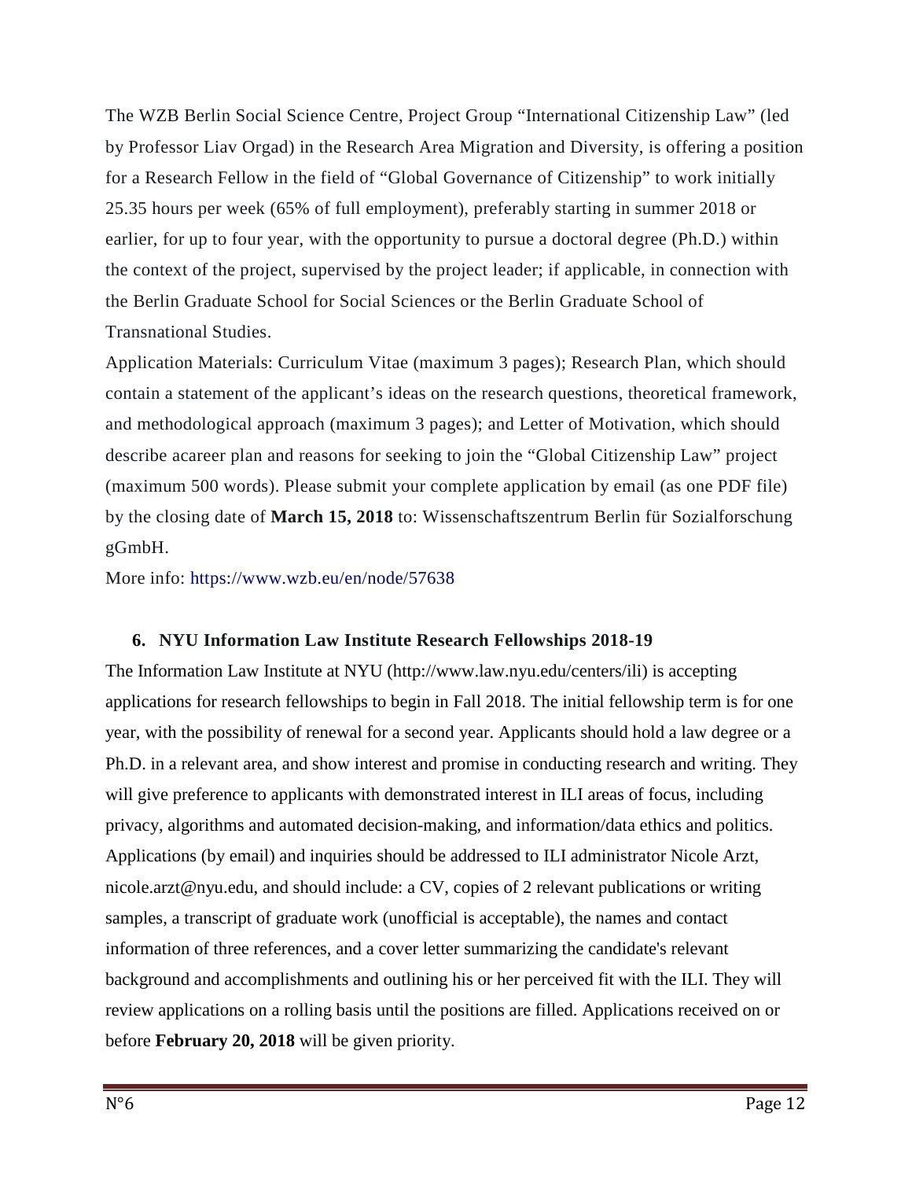The WZB Berlin Social Science Centre, Project Group “International Citizenship Law” (led by Professor Liav Orgad) in the Research Area Migration and Diversity, is offering a position for a Research Fellow in the field of “Global Governance of Citizenship” to work initially 25.35 hours per week (65% of full employment), preferably starting in summer 2018 or earlier, for up to four year, with the opportunity to pursue a doctoral degree (Ph.D.) within the context of the project, supervised by the project leader; if applicable, in connection with the Berlin Graduate School for Social Sciences or the Berlin Graduate School of Transnational Studies.

Application Materials: Curriculum Vitae (maximum 3 pages); Research Plan, which should contain a statement of the applicant’s ideas on the research questions, theoretical framework, and methodological approach (maximum 3 pages); and Letter of Motivation, which should describe acareer plan and reasons for seeking to join the “Global Citizenship Law” project (maximum 500 words). Please submit your complete application by email (as one PDF file) by the closing date of **March 15, 2018** to: Wissenschaftszentrum Berlin für Sozialforschung gGmbH.

More info: https://www.wzb.eu/en/node/57638

## 6. NYU Information Law Institute Research Fellowships 2018-19

The Information Law Institute at NYU (http://www.law.nyu.edu/centers/ili) is accepting applications for research fellowships to begin in Fall 2018. The initial fellowship term is for one year, with the possibility of renewal for a second year. Applicants should hold a law degree or a Ph.D. in a relevant area, and show interest and promise in conducting research and writing. They will give preference to applicants with demonstrated interest in ILI areas of focus, including privacy, algorithms and automated decision-making, and information/data ethics and politics. Applications (by email) and inquiries should be addressed to ILI administrator Nicole Arzt, nicole.arzt@nyu.edu, and should include: a CV, copies of 2 relevant publications or writing samples, a transcript of graduate work (unofficial is acceptable), the names and contact information of three references, and a cover letter summarizing the candidate's relevant background and accomplishments and outlining his or her perceived fit with the ILI. They will review applications on a rolling basis until the positions are filled. Applications received on or before **February 20, 2018** will be given priority.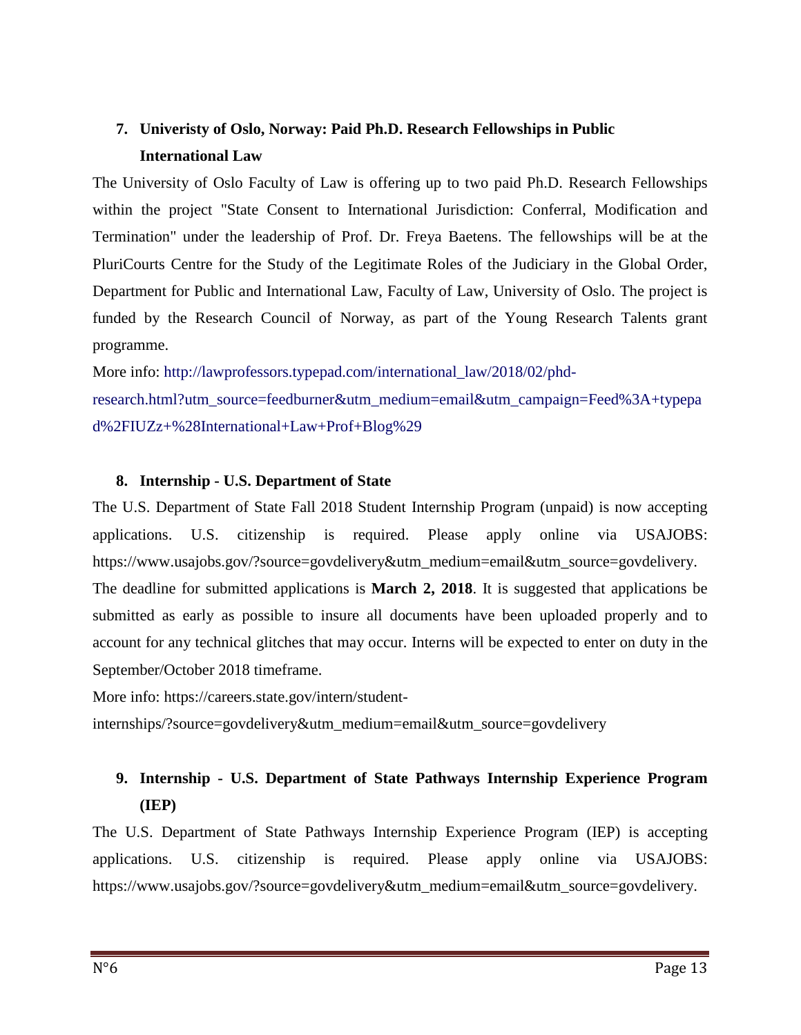7. **Univeristy of Oslo, Norway: Paid Ph.D. Research Fellowships in Public International Law**

The University of Oslo Faculty of Law is offering up to two paid Ph.D. Research Fellowships within the project "State Consent to International Jurisdiction: Conferral, Modification and Termination" under the leadership of Prof. Dr. Freya Baetens. The fellowships will be at the PluriCourts Centre for the Study of the Legitimate Roles of the Judiciary in the Global Order, Department for Public and International Law, Faculty of Law, University of Oslo. The project is funded by the Research Council of Norway, as part of the Young Research Talents grant programme.

More info: http://lawprofessors.typepad.com/international_law/2018/02/phd-research.html?utm_source=feedburner&utm_medium=email&utm_campaign=Feed%3A+typepad%2FIUZz+%28International+Law+Prof+Blog%29

8. **Internship - U.S. Department of State**

The U.S. Department of State Fall 2018 Student Internship Program (unpaid) is now accepting applications. U.S. citizenship is required. Please apply online via USAJOBS: https://www.usajobs.gov/?source=govdelivery&utm_medium=email&utm_source=govdelivery.

The deadline for submitted applications is **March 2, 2018**. It is suggested that applications be submitted as early as possible to insure all documents have been uploaded properly and to account for any technical glitches that may occur. Interns will be expected to enter on duty in the September/October 2018 timeframe.

More info: https://careers.state.gov/intern/student-internships/?source=govdelivery&utm_medium=email&utm_source=govdelivery

9. **Internship - U.S. Department of State Pathways Internship Experience Program (IEP)**

The U.S. Department of State Pathways Internship Experience Program (IEP) is accepting applications. U.S. citizenship is required. Please apply online via USAJOBS: https://www.usajobs.gov/?source=govdelivery&utm_medium=email&utm_source=govdelivery.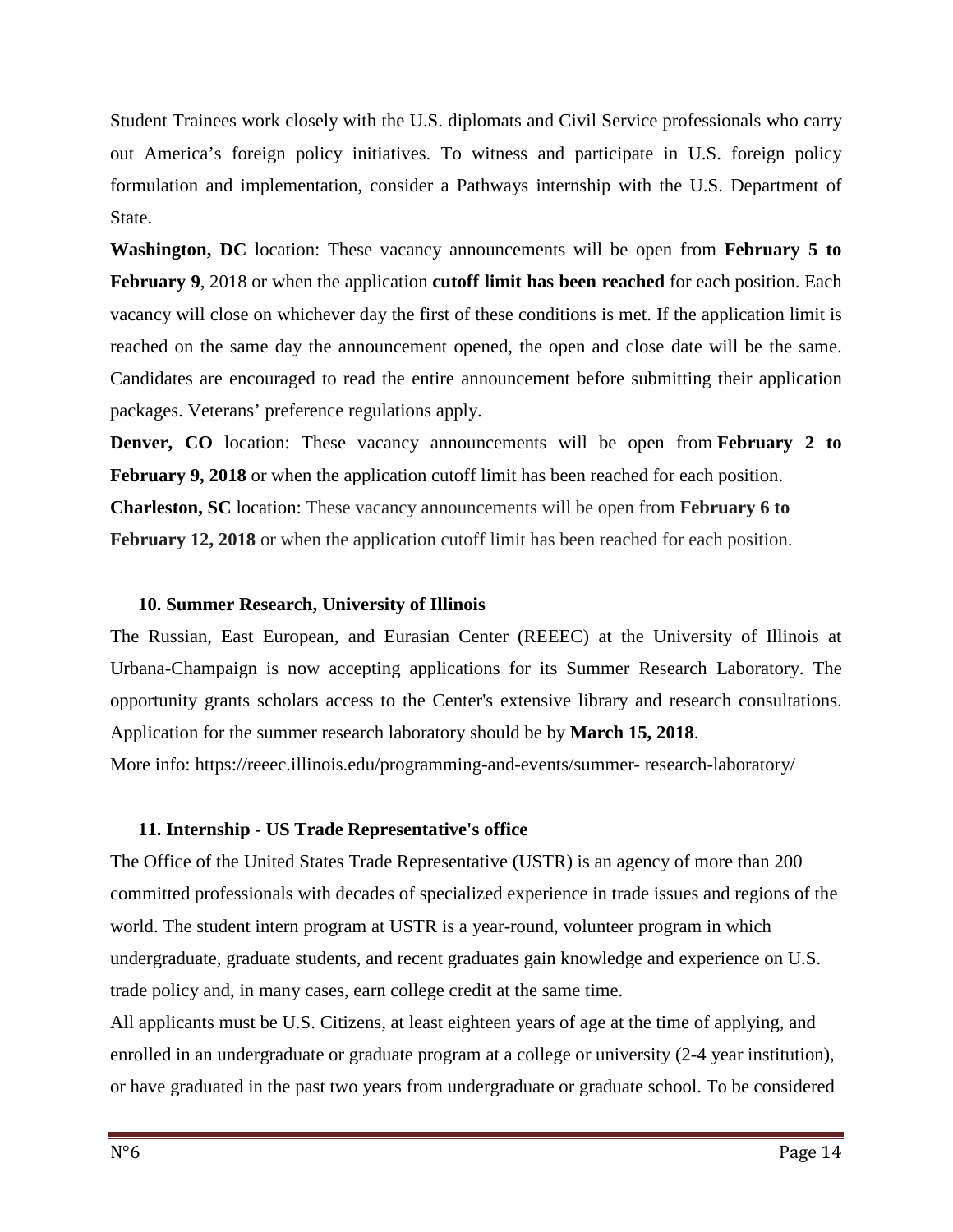Student Trainees work closely with the U.S. diplomats and Civil Service professionals who carry out America's foreign policy initiatives. To witness and participate in U.S. foreign policy formulation and implementation, consider a Pathways internship with the U.S. Department of State.

**Washington, DC** location: These vacancy announcements will be open from **February 5 to February 9**, 2018 or when the application **cutoff limit has been reached** for each position. Each vacancy will close on whichever day the first of these conditions is met. If the application limit is reached on the same day the announcement opened, the open and close date will be the same. Candidates are encouraged to read the entire announcement before submitting their application packages. Veterans' preference regulations apply.

**Denver, CO** location: These vacancy announcements will be open from **February 2 to February 9, 2018** or when the application cutoff limit has been reached for each position.

**Charleston, SC** location: These vacancy announcements will be open from **February 6 to February 12, 2018** or when the application cutoff limit has been reached for each position.

#### 10. Summer Research, University of Illinois

The Russian, East European, and Eurasian Center (REEEC) at the University of Illinois at Urbana-Champaign is now accepting applications for its Summer Research Laboratory. The opportunity grants scholars access to the Center's extensive library and research consultations. Application for the summer research laboratory should be by **March 15, 2018**.

More info: https://reeec.illinois.edu/programming-and-events/summer- research-laboratory/

#### 11. Internship - US Trade Representative's office

The Office of the United States Trade Representative (USTR) is an agency of more than 200 committed professionals with decades of specialized experience in trade issues and regions of the world. The student intern program at USTR is a year-round, volunteer program in which undergraduate, graduate students, and recent graduates gain knowledge and experience on U.S. trade policy and, in many cases, earn college credit at the same time.

All applicants must be U.S. Citizens, at least eighteen years of age at the time of applying, and enrolled in an undergraduate or graduate program at a college or university (2-4 year institution), or have graduated in the past two years from undergraduate or graduate school. To be considered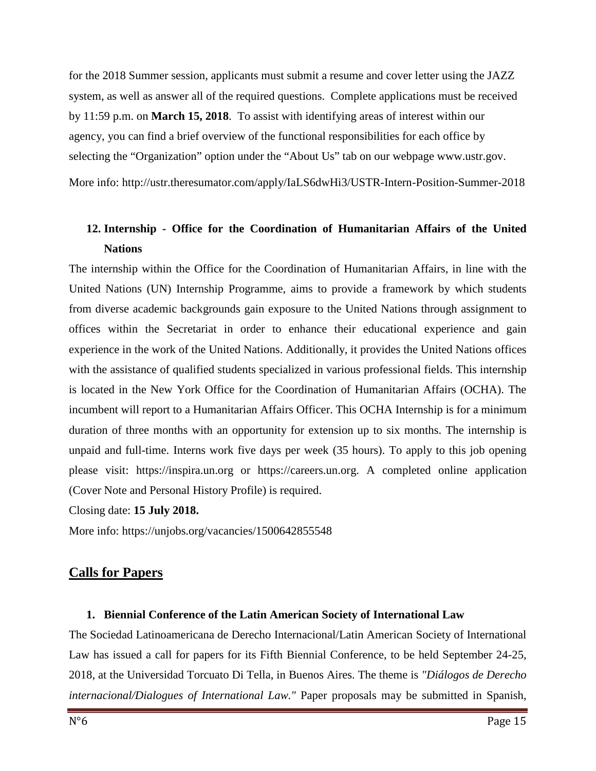for the 2018 Summer session, applicants must submit a resume and cover letter using the JAZZ system, as well as answer all of the required questions. Complete applications must be received by 11:59 p.m. on **March 15, 2018**. To assist with identifying areas of interest within our agency, you can find a brief overview of the functional responsibilities for each office by selecting the "Organization" option under the "About Us" tab on our webpage www.ustr.gov.

More info: http://ustr.theresumator.com/apply/IaLS6dwHi3/USTR-Intern-Position-Summer-2018

### 12. Internship - Office for the Coordination of Humanitarian Affairs of the United Nations

The internship within the Office for the Coordination of Humanitarian Affairs, in line with the United Nations (UN) Internship Programme, aims to provide a framework by which students from diverse academic backgrounds gain exposure to the United Nations through assignment to offices within the Secretariat in order to enhance their educational experience and gain experience in the work of the United Nations. Additionally, it provides the United Nations offices with the assistance of qualified students specialized in various professional fields. This internship is located in the New York Office for the Coordination of Humanitarian Affairs (OCHA). The incumbent will report to a Humanitarian Affairs Officer. This OCHA Internship is for a minimum duration of three months with an opportunity for extension up to six months. The internship is unpaid and full-time. Interns work five days per week (35 hours). To apply to this job opening please visit: https://inspira.un.org or https://careers.un.org. A completed online application (Cover Note and Personal History Profile) is required.

Closing date: **15 July 2018.**

More info: https://unjobs.org/vacancies/1500642855548

## Calls for Papers

### 1. Biennial Conference of the Latin American Society of International Law

The Sociedad Latinoamericana de Derecho Internacional/Latin American Society of International Law has issued a call for papers for its Fifth Biennial Conference, to be held September 24-25, 2018, at the Universidad Torcuato Di Tella, in Buenos Aires. The theme is *"Diálogos de Derecho internacional/Dialogues of International Law."* Paper proposals may be submitted in Spanish,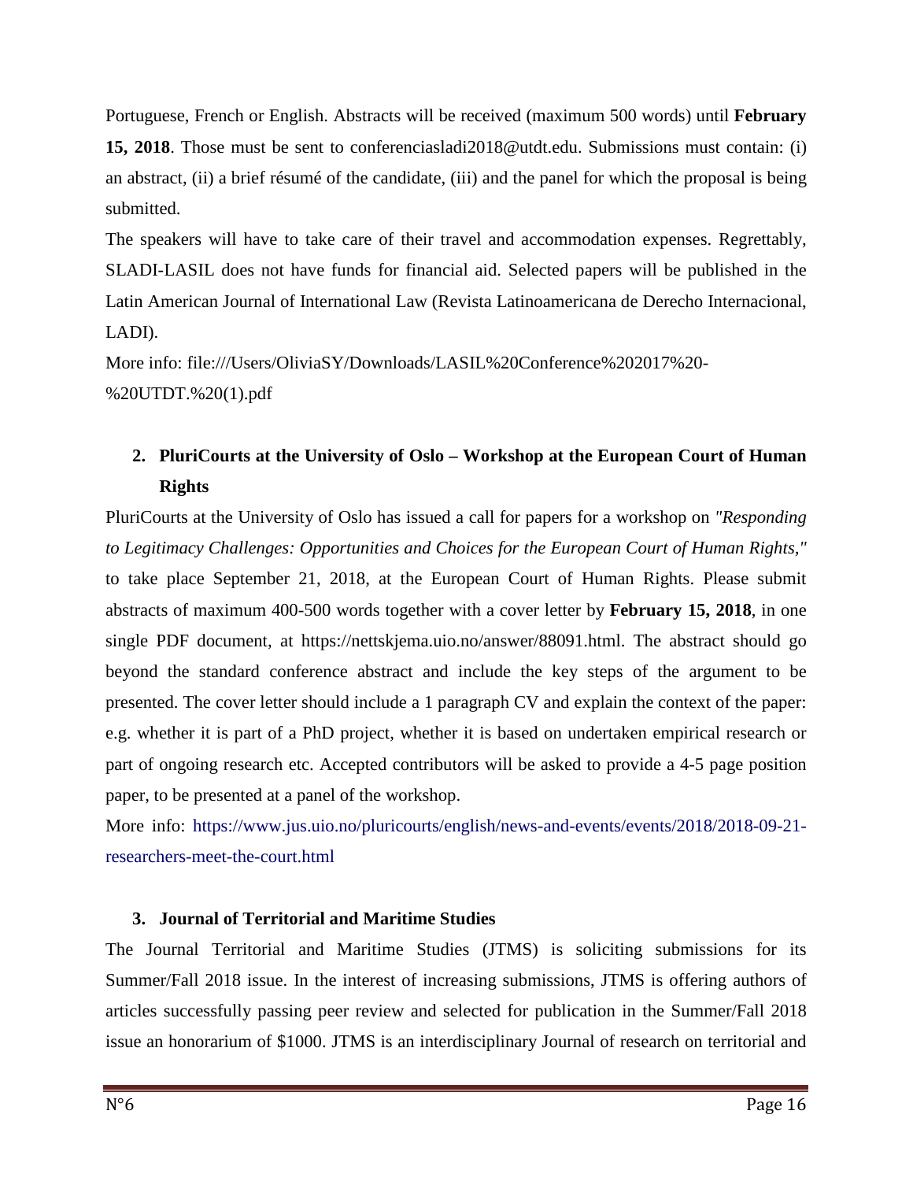Portuguese, French or English. Abstracts will be received (maximum 500 words) until **February 15, 2018**. Those must be sent to conferenciasladi2018@utdt.edu. Submissions must contain: (i) an abstract, (ii) a brief résumé of the candidate, (iii) and the panel for which the proposal is being submitted.

The speakers will have to take care of their travel and accommodation expenses. Regrettably, SLADI-LASIL does not have funds for financial aid. Selected papers will be published in the Latin American Journal of International Law (Revista Latinoamericana de Derecho Internacional, LADI).

More info: file:///Users/OliviaSY/Downloads/LASIL%20Conference%202017%20-%20UTDT.%20(1).pdf

## 2. PluriCourts at the University of Oslo – Workshop at the European Court of Human Rights

PluriCourts at the University of Oslo has issued a call for papers for a workshop on *"Responding to Legitimacy Challenges: Opportunities and Choices for the European Court of Human Rights,"* to take place September 21, 2018, at the European Court of Human Rights. Please submit abstracts of maximum 400-500 words together with a cover letter by **February 15, 2018**, in one single PDF document, at https://nettskjema.uio.no/answer/88091.html. The abstract should go beyond the standard conference abstract and include the key steps of the argument to be presented. The cover letter should include a 1 paragraph CV and explain the context of the paper: e.g. whether it is part of a PhD project, whether it is based on undertaken empirical research or part of ongoing research etc. Accepted contributors will be asked to provide a 4-5 page position paper, to be presented at a panel of the workshop.

More info: https://www.jus.uio.no/pluricourts/english/news-and-events/events/2018/2018-09-21-researchers-meet-the-court.html

## 3. Journal of Territorial and Maritime Studies

The Journal Territorial and Maritime Studies (JTMS) is soliciting submissions for its Summer/Fall 2018 issue. In the interest of increasing submissions, JTMS is offering authors of articles successfully passing peer review and selected for publication in the Summer/Fall 2018 issue an honorarium of $1000. JTMS is an interdisciplinary Journal of research on territorial and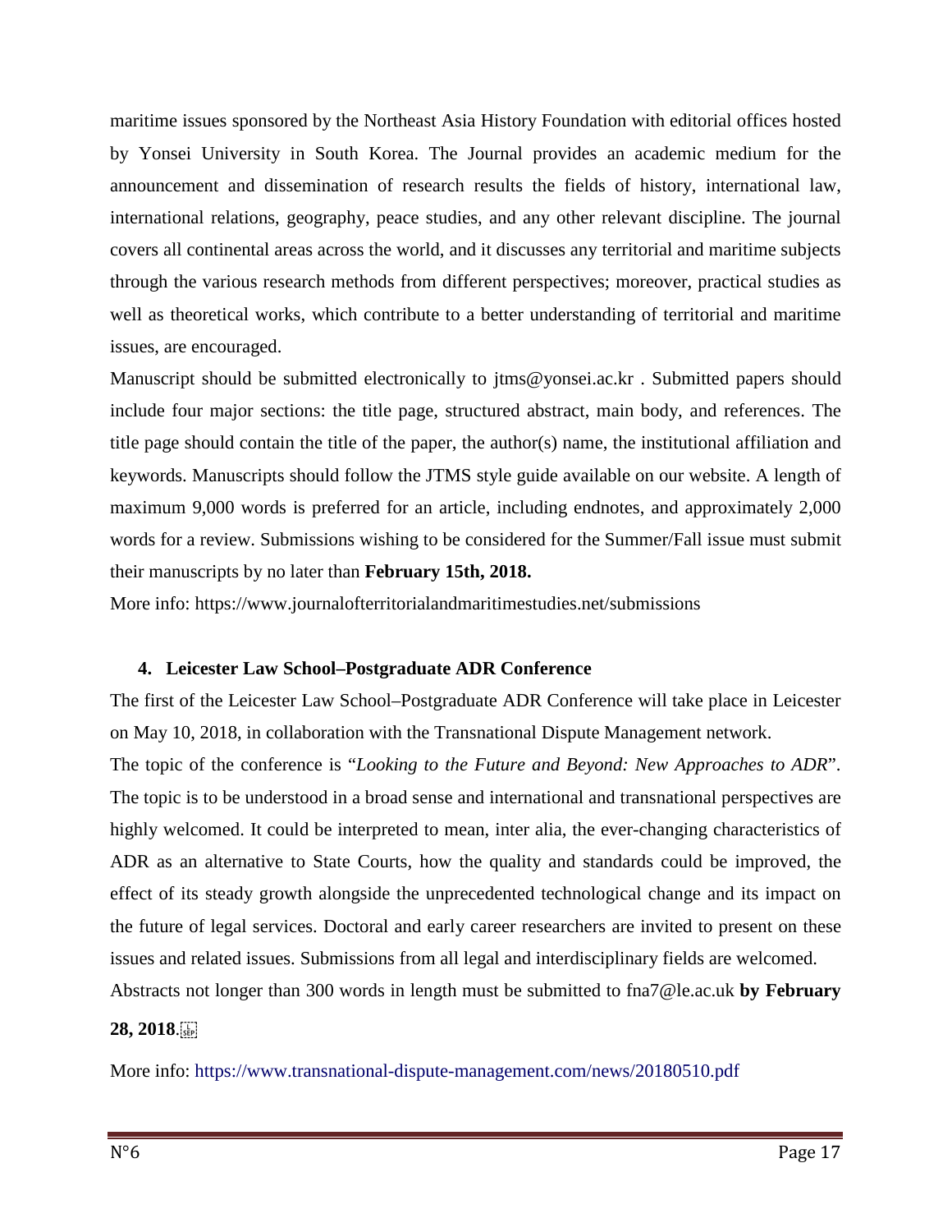maritime issues sponsored by the Northeast Asia History Foundation with editorial offices hosted by Yonsei University in South Korea. The Journal provides an academic medium for the announcement and dissemination of research results the fields of history, international law, international relations, geography, peace studies, and any other relevant discipline. The journal covers all continental areas across the world, and it discusses any territorial and maritime subjects through the various research methods from different perspectives; moreover, practical studies as well as theoretical works, which contribute to a better understanding of territorial and maritime issues, are encouraged.

Manuscript should be submitted electronically to jtms@yonsei.ac.kr . Submitted papers should include four major sections: the title page, structured abstract, main body, and references. The title page should contain the title of the paper, the author(s) name, the institutional affiliation and keywords. Manuscripts should follow the JTMS style guide available on our website. A length of maximum 9,000 words is preferred for an article, including endnotes, and approximately 2,000 words for a review. Submissions wishing to be considered for the Summer/Fall issue must submit their manuscripts by no later than **February 15th, 2018.**

More info: https://www.journalofterritorialandmaritimestudies.net/submissions

### 4. Leicester Law School–Postgraduate ADR Conference

The first of the Leicester Law School–Postgraduate ADR Conference will take place in Leicester on May 10, 2018, in collaboration with the Transnational Dispute Management network.

The topic of the conference is "*Looking to the Future and Beyond: New Approaches to ADR*". The topic is to be understood in a broad sense and international and transnational perspectives are highly welcomed. It could be interpreted to mean, inter alia, the ever-changing characteristics of ADR as an alternative to State Courts, how the quality and standards could be improved, the effect of its steady growth alongside the unprecedented technological change and its impact on the future of legal services. Doctoral and early career researchers are invited to present on these issues and related issues. Submissions from all legal and interdisciplinary fields are welcomed.

Abstracts not longer than 300 words in length must be submitted to fna7@le.ac.uk **by February 28, 2018**.

More info: https://www.transnational-dispute-management.com/news/20180510.pdf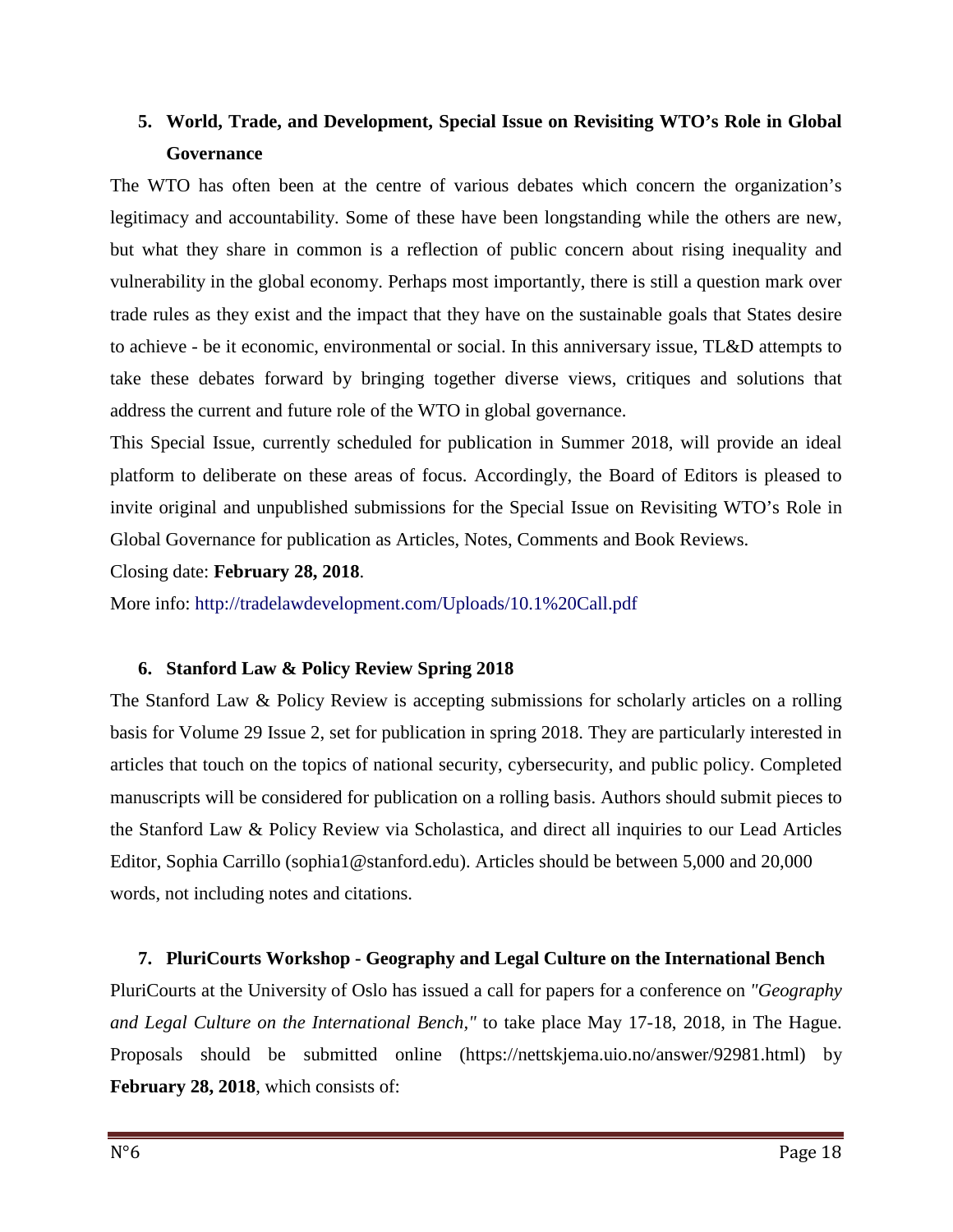5. **World, Trade, and Development, Special Issue on Revisiting WTO's Role in Global Governance**

The WTO has often been at the centre of various debates which concern the organization's legitimacy and accountability. Some of these have been longstanding while the others are new, but what they share in common is a reflection of public concern about rising inequality and vulnerability in the global economy. Perhaps most importantly, there is still a question mark over trade rules as they exist and the impact that they have on the sustainable goals that States desire to achieve - be it economic, environmental or social. In this anniversary issue, TL&D attempts to take these debates forward by bringing together diverse views, critiques and solutions that address the current and future role of the WTO in global governance.

This Special Issue, currently scheduled for publication in Summer 2018, will provide an ideal platform to deliberate on these areas of focus. Accordingly, the Board of Editors is pleased to invite original and unpublished submissions for the Special Issue on Revisiting WTO's Role in Global Governance for publication as Articles, Notes, Comments and Book Reviews.

Closing date: **February 28, 2018**.

More info: http://tradelawdevelopment.com/Uploads/10.1%20Call.pdf

6. **Stanford Law & Policy Review Spring 2018**

The Stanford Law & Policy Review is accepting submissions for scholarly articles on a rolling basis for Volume 29 Issue 2, set for publication in spring 2018. They are particularly interested in articles that touch on the topics of national security, cybersecurity, and public policy. Completed manuscripts will be considered for publication on a rolling basis. Authors should submit pieces to the Stanford Law & Policy Review via Scholastica, and direct all inquiries to our Lead Articles Editor, Sophia Carrillo (sophia1@stanford.edu). Articles should be between 5,000 and 20,000 words, not including notes and citations.

7. **PluriCourts Workshop - Geography and Legal Culture on the International Bench**

PluriCourts at the University of Oslo has issued a call for papers for a conference on *"Geography and Legal Culture on the International Bench,"* to take place May 17-18, 2018, in The Hague. Proposals should be submitted online (https://nettskjema.uio.no/answer/92981.html) by **February 28, 2018**, which consists of: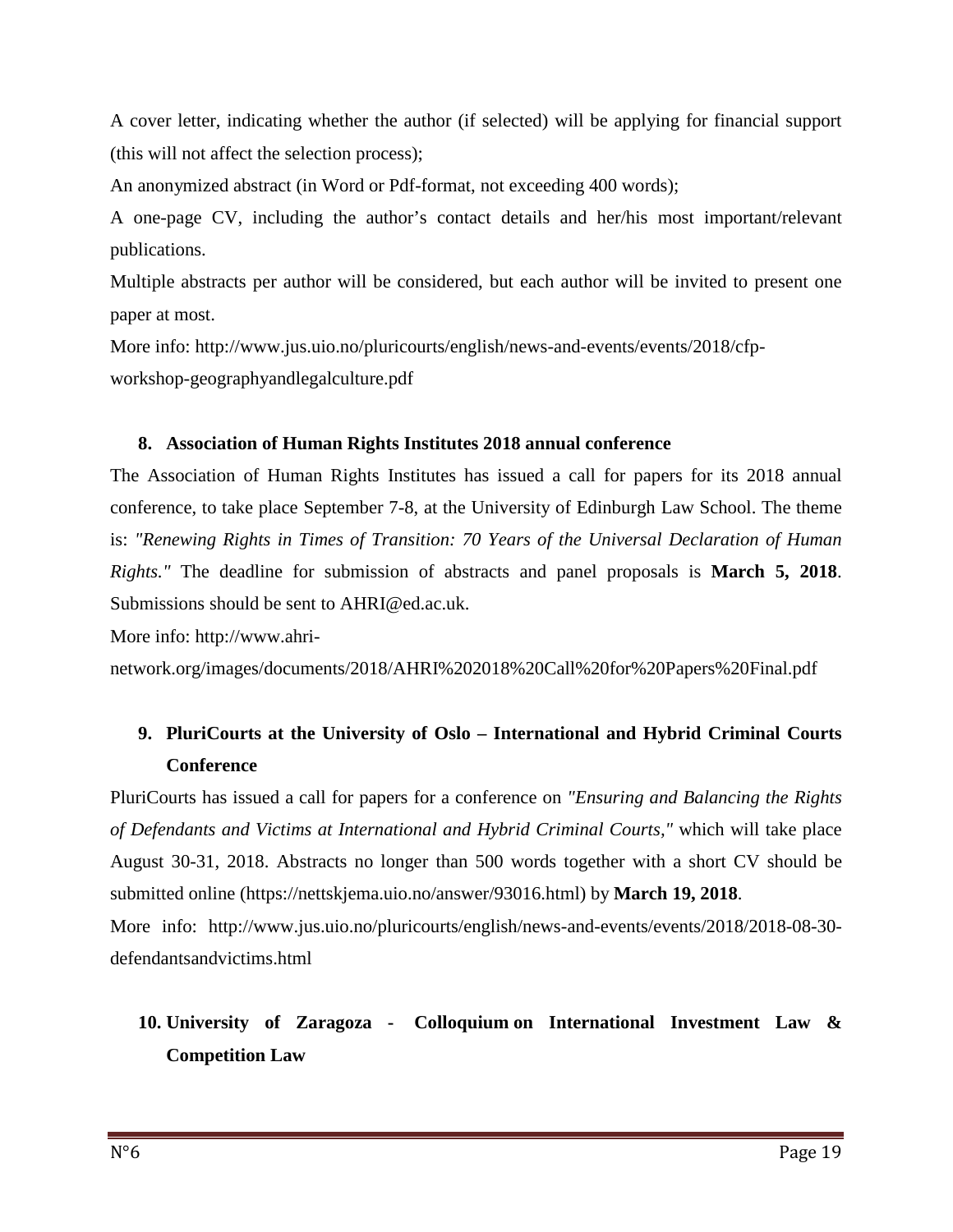A cover letter, indicating whether the author (if selected) will be applying for financial support (this will not affect the selection process);

An anonymized abstract (in Word or Pdf-format, not exceeding 400 words);

A one-page CV, including the author's contact details and her/his most important/relevant publications.

Multiple abstracts per author will be considered, but each author will be invited to present one paper at most.

More info: http://www.jus.uio.no/pluricourts/english/news-and-events/events/2018/cfp-workshop-geographyandlegalculture.pdf

### 8. Association of Human Rights Institutes 2018 annual conference

The Association of Human Rights Institutes has issued a call for papers for its 2018 annual conference, to take place September 7-8, at the University of Edinburgh Law School. The theme is: *"Renewing Rights in Times of Transition: 70 Years of the Universal Declaration of Human Rights."* The deadline for submission of abstracts and panel proposals is **March 5, 2018**. Submissions should be sent to AHRI@ed.ac.uk.

More info: http://www.ahri-network.org/images/documents/2018/AHRI%202018%20Call%20for%20Papers%20Final.pdf

### 9. PluriCourts at the University of Oslo – International and Hybrid Criminal Courts Conference

PluriCourts has issued a call for papers for a conference on *"Ensuring and Balancing the Rights of Defendants and Victims at International and Hybrid Criminal Courts,"* which will take place August 30-31, 2018. Abstracts no longer than 500 words together with a short CV should be submitted online (https://nettskjema.uio.no/answer/93016.html) by **March 19, 2018**.

More info: http://www.jus.uio.no/pluricourts/english/news-and-events/events/2018/2018-08-30-defendantsandvictims.html

### 10. University of Zaragoza - Colloquium on International Investment Law & Competition Law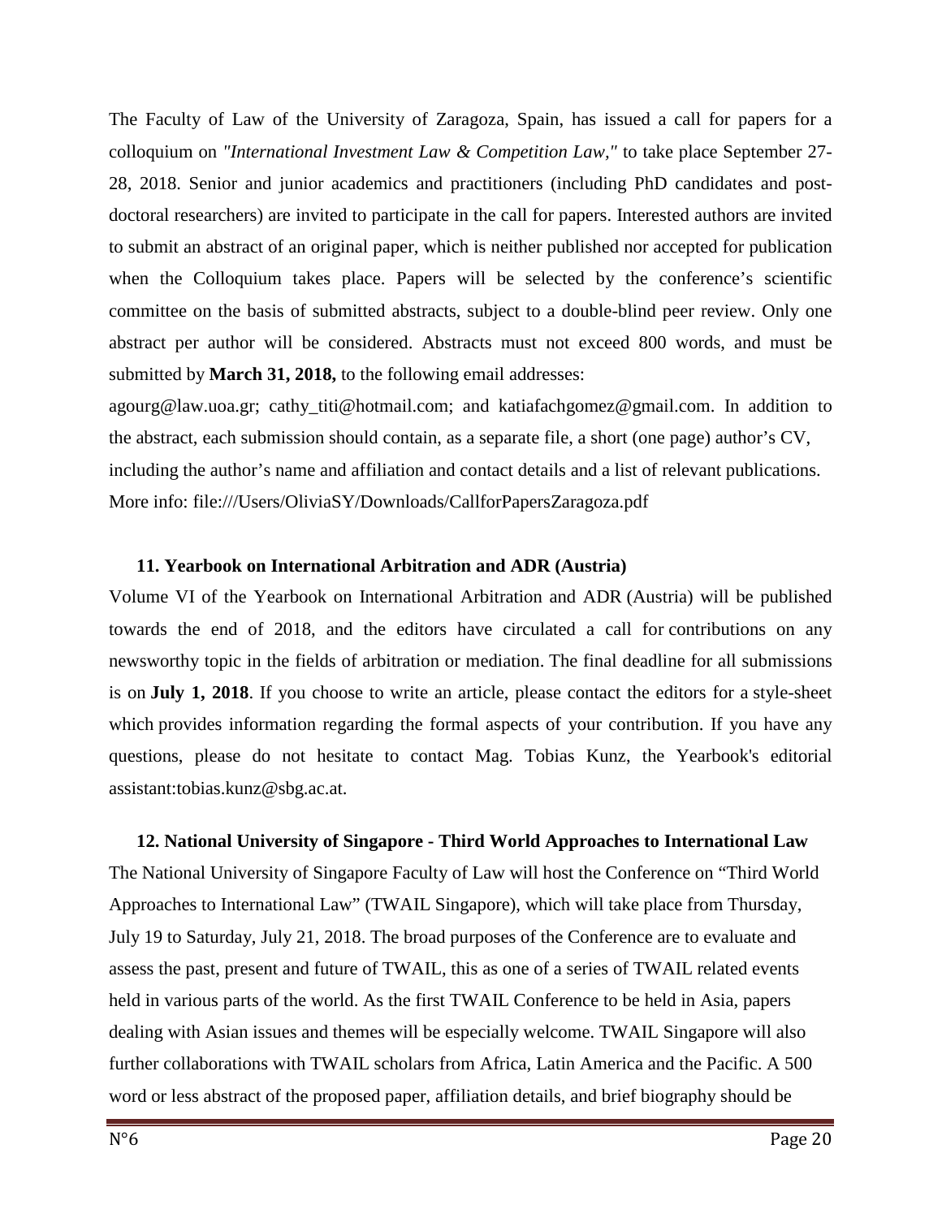The Faculty of Law of the University of Zaragoza, Spain, has issued a call for papers for a colloquium on *"International Investment Law & Competition Law,"* to take place September 27-28, 2018. Senior and junior academics and practitioners (including PhD candidates and post-doctoral researchers) are invited to participate in the call for papers. Interested authors are invited to submit an abstract of an original paper, which is neither published nor accepted for publication when the Colloquium takes place. Papers will be selected by the conference's scientific committee on the basis of submitted abstracts, subject to a double-blind peer review. Only one abstract per author will be considered. Abstracts must not exceed 800 words, and must be submitted by **March 31, 2018,** to the following email addresses: agourg@law.uoa.gr; cathy_titi@hotmail.com; and katiafachgomez@gmail.com. In addition to the abstract, each submission should contain, as a separate file, a short (one page) author's CV, including the author's name and affiliation and contact details and a list of relevant publications. More info: file:///Users/OliviaSY/Downloads/CallforPapersZaragoza.pdf

**11. Yearbook on International Arbitration and ADR (Austria)**

Volume VI of the Yearbook on International Arbitration and ADR (Austria) will be published towards the end of 2018, and the editors have circulated a call for contributions on any newsworthy topic in the fields of arbitration or mediation. The final deadline for all submissions is on **July 1, 2018**. If you choose to write an article, please contact the editors for a style-sheet which provides information regarding the formal aspects of your contribution. If you have any questions, please do not hesitate to contact Mag. Tobias Kunz, the Yearbook's editorial assistant:tobias.kunz@sbg.ac.at.

**12. National University of Singapore - Third World Approaches to International Law**

The National University of Singapore Faculty of Law will host the Conference on "Third World Approaches to International Law" (TWAIL Singapore), which will take place from Thursday, July 19 to Saturday, July 21, 2018. The broad purposes of the Conference are to evaluate and assess the past, present and future of TWAIL, this as one of a series of TWAIL related events held in various parts of the world. As the first TWAIL Conference to be held in Asia, papers dealing with Asian issues and themes will be especially welcome. TWAIL Singapore will also further collaborations with TWAIL scholars from Africa, Latin America and the Pacific. A 500 word or less abstract of the proposed paper, affiliation details, and brief biography should be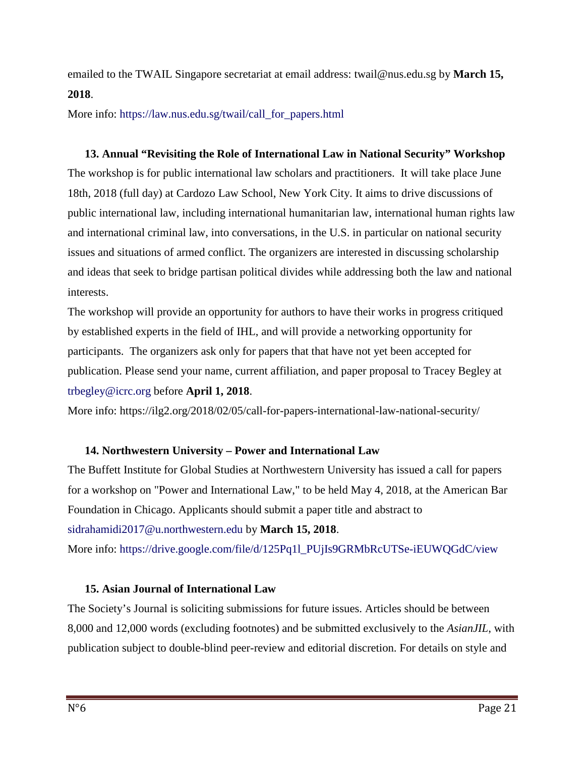emailed to the TWAIL Singapore secretariat at email address: twail@nus.edu.sg by **March 15, 2018**.

More info: https://law.nus.edu.sg/twail/call_for_papers.html

### 13. Annual "Revisiting the Role of International Law in National Security" Workshop

The workshop is for public international law scholars and practitioners. It will take place June 18th, 2018 (full day) at Cardozo Law School, New York City. It aims to drive discussions of public international law, including international humanitarian law, international human rights law and international criminal law, into conversations, in the U.S. in particular on national security issues and situations of armed conflict. The organizers are interested in discussing scholarship and ideas that seek to bridge partisan political divides while addressing both the law and national interests.

The workshop will provide an opportunity for authors to have their works in progress critiqued by established experts in the field of IHL, and will provide a networking opportunity for participants. The organizers ask only for papers that that have not yet been accepted for publication. Please send your name, current affiliation, and paper proposal to Tracey Begley at trbegley@icrc.org before **April 1, 2018**.

More info: https://ilg2.org/2018/02/05/call-for-papers-international-law-national-security/

### 14. Northwestern University – Power and International Law

The Buffett Institute for Global Studies at Northwestern University has issued a call for papers for a workshop on "Power and International Law," to be held May 4, 2018, at the American Bar Foundation in Chicago. Applicants should submit a paper title and abstract to sidrahamidi2017@u.northwestern.edu by **March 15, 2018**.

More info: https://drive.google.com/file/d/125Pq1l_PUjIs9GRMbRcUTSe-iEUWQGdC/view

### 15. Asian Journal of International Law

The Society's Journal is soliciting submissions for future issues. Articles should be between 8,000 and 12,000 words (excluding footnotes) and be submitted exclusively to the *AsianJIL*, with publication subject to double-blind peer-review and editorial discretion. For details on style and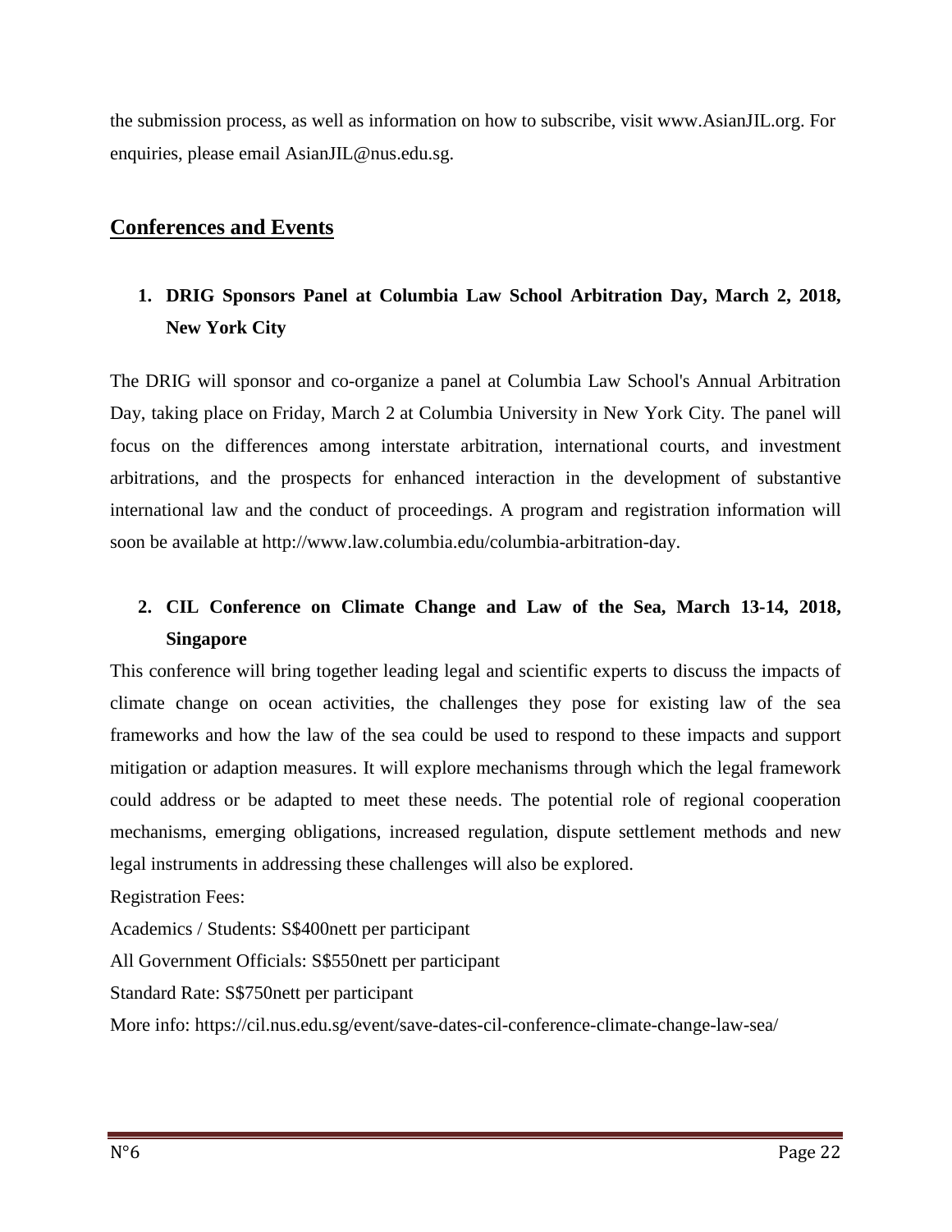the submission process, as well as information on how to subscribe, visit www.AsianJIL.org. For enquiries, please email AsianJIL@nus.edu.sg.

## Conferences and Events

### 1. DRIG Sponsors Panel at Columbia Law School Arbitration Day, March 2, 2018, New York City

The DRIG will sponsor and co-organize a panel at Columbia Law School's Annual Arbitration Day, taking place on Friday, March 2 at Columbia University in New York City. The panel will focus on the differences among interstate arbitration, international courts, and investment arbitrations, and the prospects for enhanced interaction in the development of substantive international law and the conduct of proceedings. A program and registration information will soon be available at http://www.law.columbia.edu/columbia-arbitration-day.

### 2. CIL Conference on Climate Change and Law of the Sea, March 13-14, 2018, Singapore

This conference will bring together leading legal and scientific experts to discuss the impacts of climate change on ocean activities, the challenges they pose for existing law of the sea frameworks and how the law of the sea could be used to respond to these impacts and support mitigation or adaption measures. It will explore mechanisms through which the legal framework could address or be adapted to meet these needs. The potential role of regional cooperation mechanisms, emerging obligations, increased regulation, dispute settlement methods and new legal instruments in addressing these challenges will also be explored.

Registration Fees:

Academics / Students: S$400nett per participant

All Government Officials: S$550nett per participant

Standard Rate: S$750nett per participant

More info: https://cil.nus.edu.sg/event/save-dates-cil-conference-climate-change-law-sea/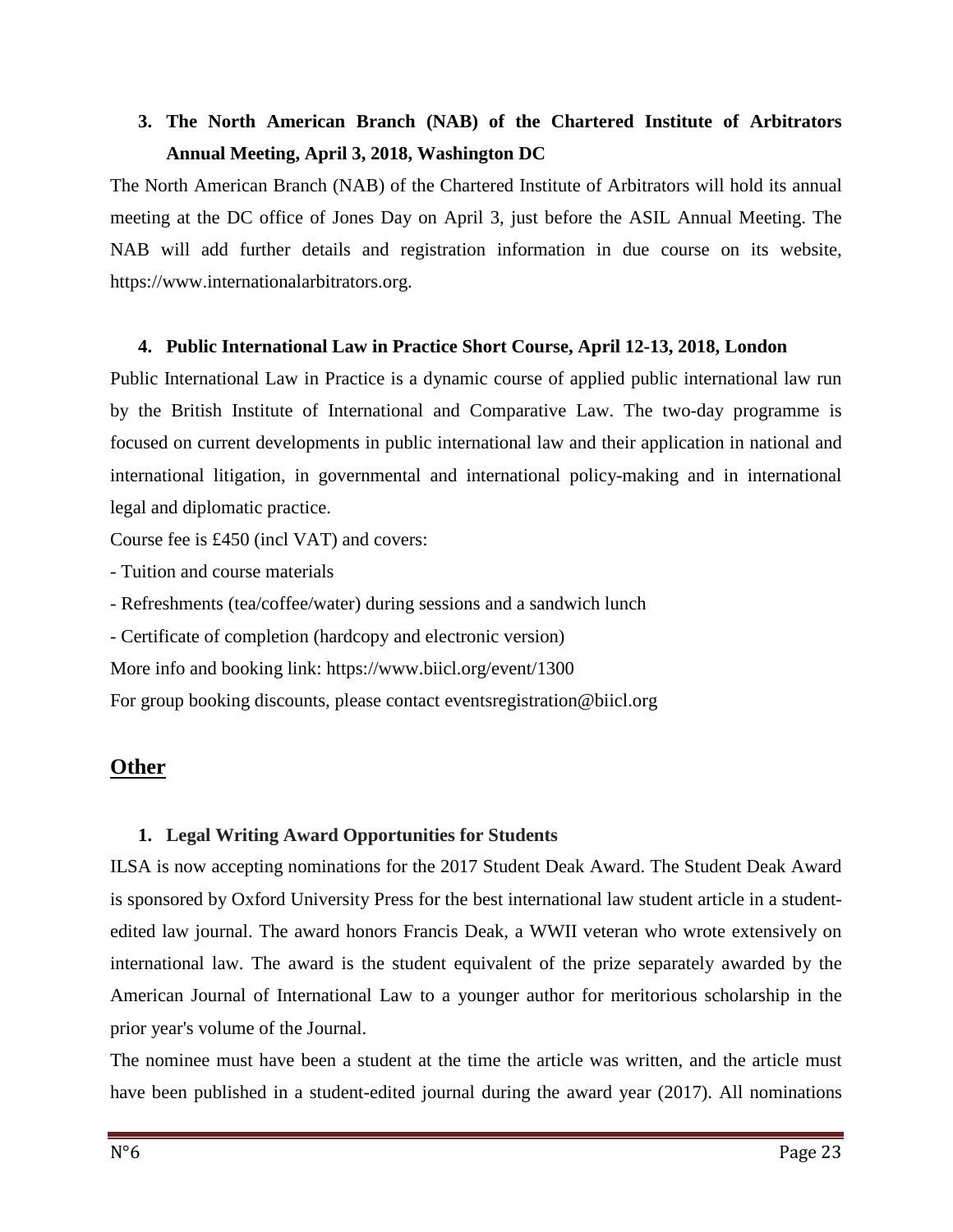3. **The North American Branch (NAB) of the Chartered Institute of Arbitrators Annual Meeting, April 3, 2018, Washington DC**

The North American Branch (NAB) of the Chartered Institute of Arbitrators will hold its annual meeting at the DC office of Jones Day on April 3, just before the ASIL Annual Meeting. The NAB will add further details and registration information in due course on its website, https://www.internationalarbitrators.org.

4. **Public International Law in Practice Short Course, April 12-13, 2018, London**

Public International Law in Practice is a dynamic course of applied public international law run by the British Institute of International and Comparative Law. The two-day programme is focused on current developments in public international law and their application in national and international litigation, in governmental and international policy-making and in international legal and diplomatic practice.

Course fee is £450 (incl VAT) and covers:

- Tuition and course materials
- Refreshments (tea/coffee/water) during sessions and a sandwich lunch
- Certificate of completion (hardcopy and electronic version)

More info and booking link: https://www.biicl.org/event/1300

For group booking discounts, please contact eventsregistration@biicl.org

## Other

1. **Legal Writing Award Opportunities for Students**

ILSA is now accepting nominations for the 2017 Student Deak Award. The Student Deak Award is sponsored by Oxford University Press for the best international law student article in a student-edited law journal. The award honors Francis Deak, a WWII veteran who wrote extensively on international law. The award is the student equivalent of the prize separately awarded by the American Journal of International Law to a younger author for meritorious scholarship in the prior year's volume of the Journal.

The nominee must have been a student at the time the article was written, and the article must have been published in a student-edited journal during the award year (2017). All nominations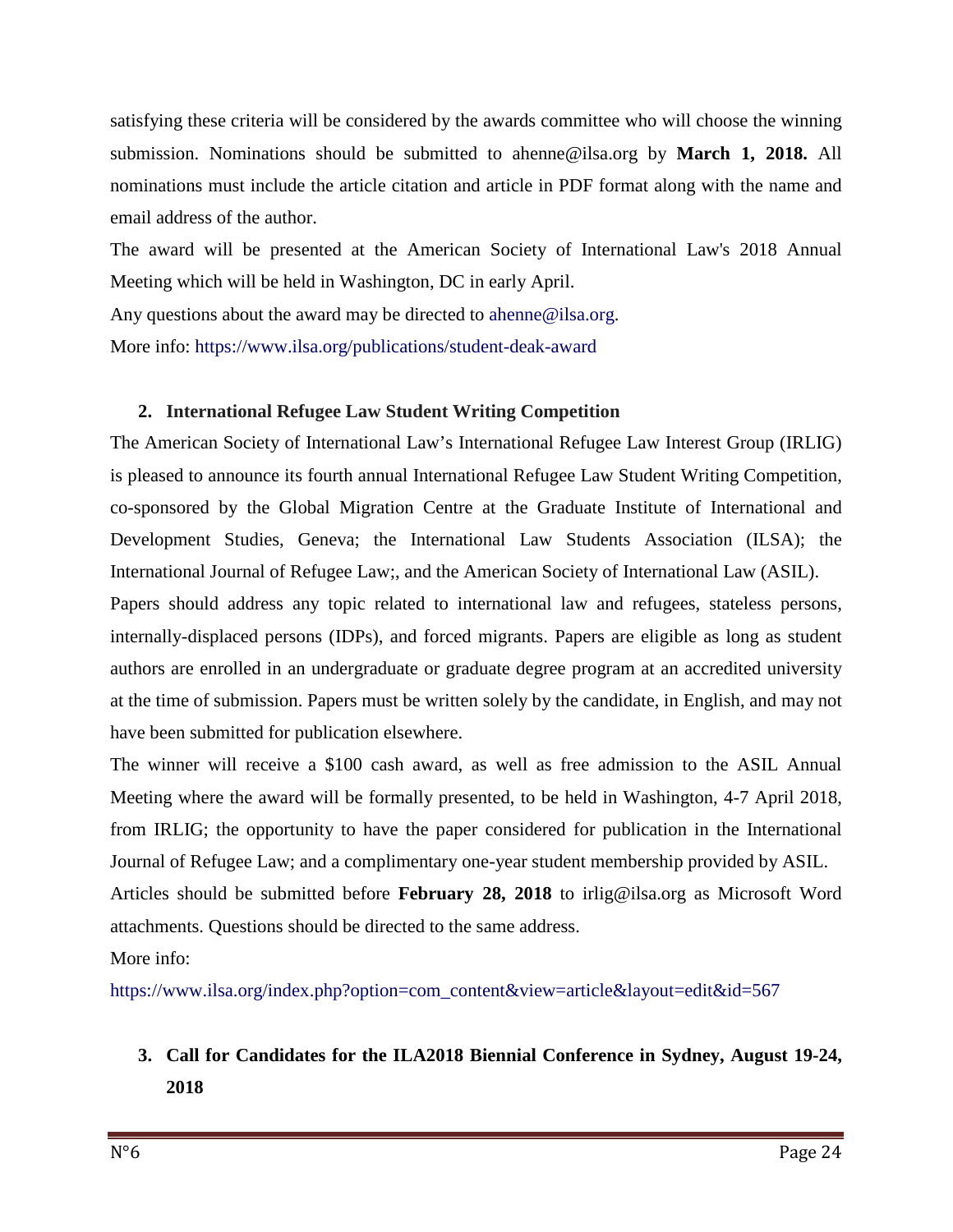satisfying these criteria will be considered by the awards committee who will choose the winning submission. Nominations should be submitted to ahenne@ilsa.org by **March 1, 2018.** All nominations must include the article citation and article in PDF format along with the name and email address of the author.

The award will be presented at the American Society of International Law's 2018 Annual Meeting which will be held in Washington, DC in early April.

Any questions about the award may be directed to ahenne@ilsa.org.

More info: https://www.ilsa.org/publications/student-deak-award

2. **International Refugee Law Student Writing Competition**

The American Society of International Law's International Refugee Law Interest Group (IRLIG) is pleased to announce its fourth annual International Refugee Law Student Writing Competition, co-sponsored by the Global Migration Centre at the Graduate Institute of International and Development Studies, Geneva; the International Law Students Association (ILSA); the International Journal of Refugee Law;, and the American Society of International Law (ASIL).

Papers should address any topic related to international law and refugees, stateless persons, internally-displaced persons (IDPs), and forced migrants. Papers are eligible as long as student authors are enrolled in an undergraduate or graduate degree program at an accredited university at the time of submission. Papers must be written solely by the candidate, in English, and may not have been submitted for publication elsewhere.

The winner will receive a $100 cash award, as well as free admission to the ASIL Annual Meeting where the award will be formally presented, to be held in Washington, 4-7 April 2018, from IRLIG; the opportunity to have the paper considered for publication in the International Journal of Refugee Law; and a complimentary one-year student membership provided by ASIL.

Articles should be submitted before **February 28, 2018** to irlig@ilsa.org as Microsoft Word attachments. Questions should be directed to the same address.

More info:

https://www.ilsa.org/index.php?option=com_content&view=article&layout=edit&id=567

3. **Call for Candidates for the ILA2018 Biennial Conference in Sydney, August 19-24, 2018**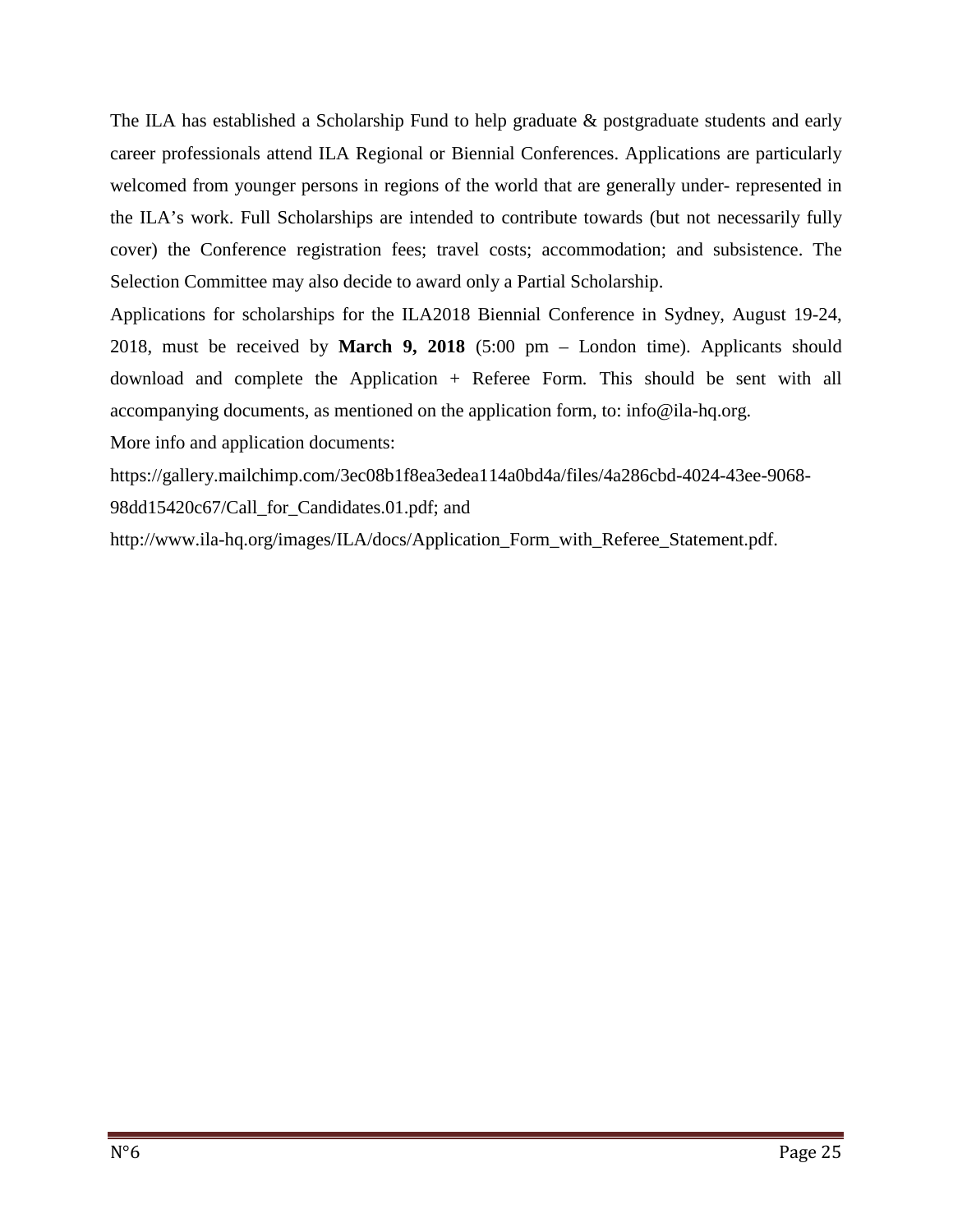The ILA has established a Scholarship Fund to help graduate & postgraduate students and early career professionals attend ILA Regional or Biennial Conferences. Applications are particularly welcomed from younger persons in regions of the world that are generally under- represented in the ILA's work. Full Scholarships are intended to contribute towards (but not necessarily fully cover) the Conference registration fees; travel costs; accommodation; and subsistence. The Selection Committee may also decide to award only a Partial Scholarship.

Applications for scholarships for the ILA2018 Biennial Conference in Sydney, August 19-24, 2018, must be received by **March 9, 2018** (5:00 pm – London time). Applicants should download and complete the Application + Referee Form. This should be sent with all accompanying documents, as mentioned on the application form, to: info@ila-hq.org.

More info and application documents:

https://gallery.mailchimp.com/3ec08b1f8ea3edea114a0bd4a/files/4a286cbd-4024-43ee-9068-98dd15420c67/Call_for_Candidates.01.pdf; and

http://www.ila-hq.org/images/ILA/docs/Application_Form_with_Referee_Statement.pdf.